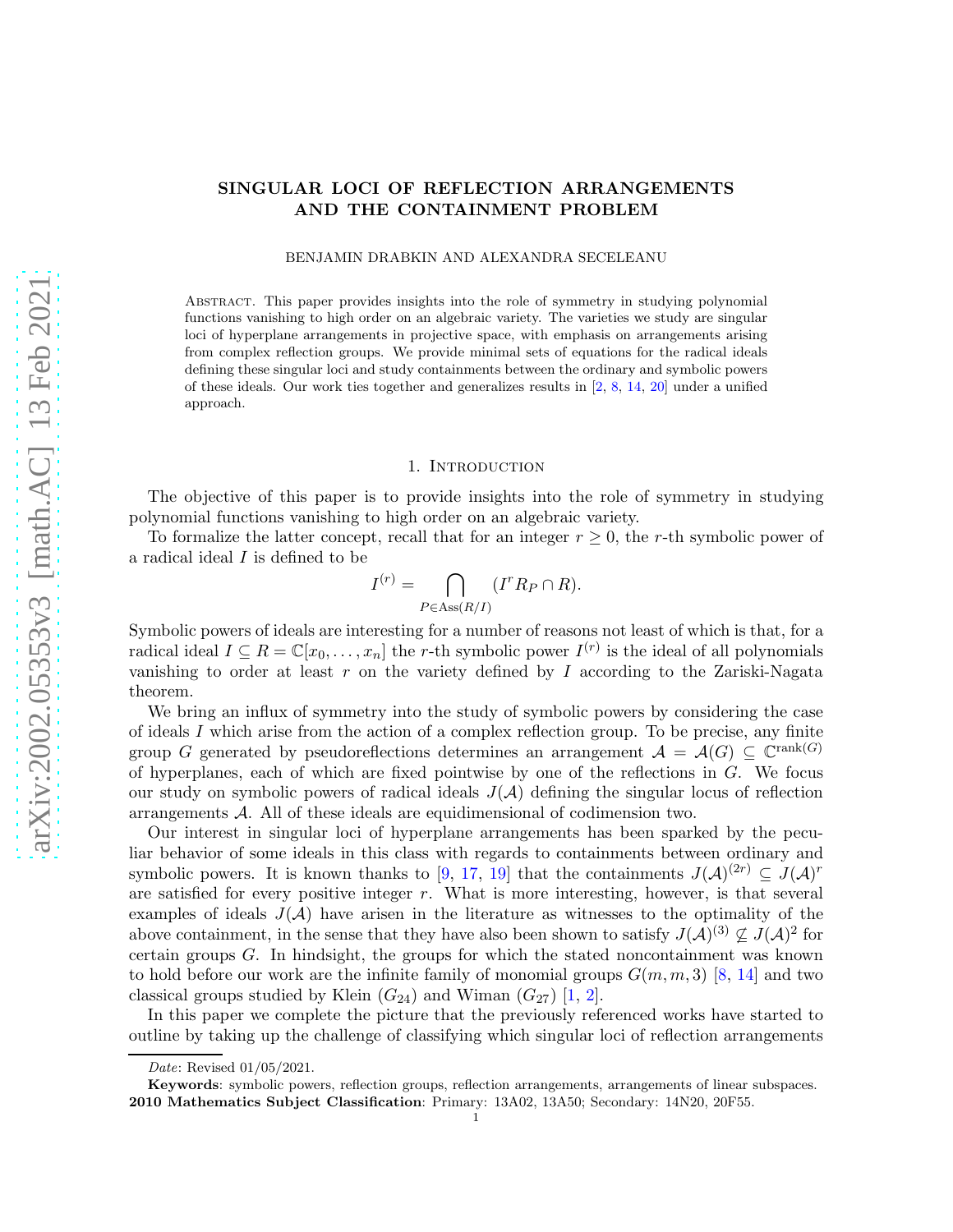# SINGULAR LOCI OF REFLECTION ARRANGEMENTS AND THE CONTAINMENT PROBLEM

BENJAMIN DRABKIN AND ALEXANDRA SECELEANU

Abstract. This paper provides insights into the role of symmetry in studying polynomial functions vanishing to high order on an algebraic variety. The varieties we study are singular loci of hyperplane arrangements in projective space, with emphasis on arrangements arising from complex reflection groups. We provide minimal sets of equations for the radical ideals defining these singular loci and study containments between the ordinary and symbolic powers of these ideals. Our work ties together and generalizes results in [2, 8, 14, 20] under a unified approach.

## 1. Introduction

The objective of this paper is to provide insights into the role of symmetry in studying polynomial functions vanishing to high order on an algebraic variety.

To formalize the latter concept, recall that for an integer $r \geq 0$, the $r$-th symbolic power of a radical ideal $I$ is defined to be

$$I^{(r)} = \bigcap_{P \in \operatorname{Ass}(R/I)} (I^r R_P \cap R).$$

Symbolic powers of ideals are interesting for a number of reasons not least of which is that, for a radical ideal $I \subseteq R = \mathbb{C}[x_0, \dots, x_n]$ the $r$-th symbolic power $I^{(r)}$ is the ideal of all polynomials vanishing to order at least $r$ on the variety defined by $I$ according to the Zariski-Nagata theorem.

We bring an influx of symmetry into the study of symbolic powers by considering the case of ideals $I$ which arise from the action of a complex reflection group. To be precise, any finite group $G$ generated by pseudoreflections determines an arrangement $\mathcal{A} = \mathcal{A}(G) \subseteq \mathbb{C}^{\operatorname{rank}(G)}$ of hyperplanes, each of which are fixed pointwise by one of the reflections in $G$. We focus our study on symbolic powers of radical ideals $J(\mathcal{A})$ defining the singular locus of reflection arrangements $\mathcal{A}$. All of these ideals are equidimensional of codimension two.

Our interest in singular loci of hyperplane arrangements has been sparked by the peculiar behavior of some ideals in this class with regards to containments between ordinary and symbolic powers. It is known thanks to [9, 17, 19] that the containments $J(\mathcal{A})^{(2r)} \subseteq J(\mathcal{A})^r$ are satisfied for every positive integer $r$. What is more interesting, however, is that several examples of ideals $J(\mathcal{A})$ have arisen in the literature as witnesses to the optimality of the above containment, in the sense that they have also been shown to satisfy $J(\mathcal{A})^{(3)} \not\subseteq J(\mathcal{A})^2$ for certain groups $G$. In hindsight, the groups for which the stated noncontainment was known to hold before our work are the infinite family of monomial groups $G(m, m, 3)$ [8, 14] and two classical groups studied by Klein ($G_{24}$) and Wiman ($G_{27}$) [1, 2].

In this paper we complete the picture that the previously referenced works have started to outline by taking up the challenge of classifying which singular loci of reflection arrangements

---

*Date*: Revised 01/05/2021.

**Keywords**: symbolic powers, reflection groups, reflection arrangements, arrangements of linear subspaces.

**2010 Mathematics Subject Classification**: Primary: 13A02, 13A50; Secondary: 14N20, 20F55.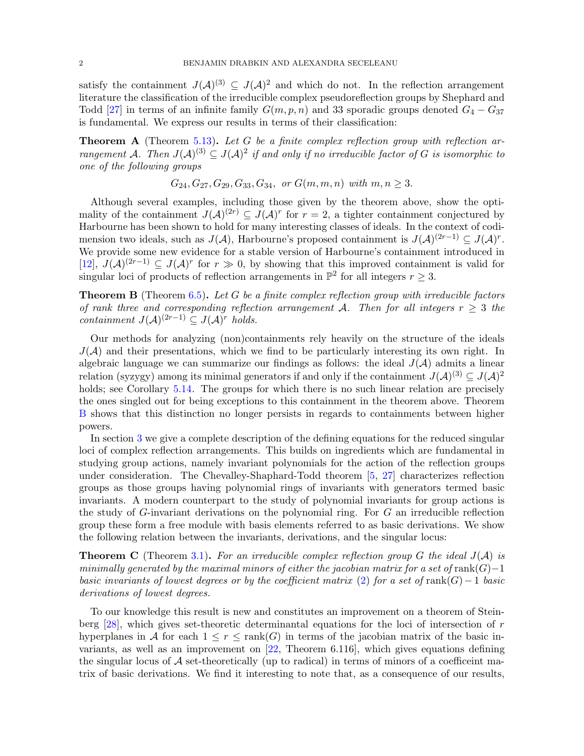satisfy the containment $J(\mathcal{A})^{(3)} \subseteq J(\mathcal{A})^2$ and which do not. In the reflection arrangement literature the classification of the irreducible complex pseudoreflection groups by Shephard and Todd [27] in terms of an infinite family $G(m,p,n)$ and 33 sporadic groups denoted $G_4 - G_{37}$ is fundamental. We express our results in terms of their classification:

**Theorem A** (Theorem 5.13)**.** *Let $G$ be a finite complex reflection group with reflection arrangement $\mathcal{A}$. Then $J(\mathcal{A})^{(3)} \subseteq J(\mathcal{A})^2$ if and only if no irreducible factor of $G$ is isomorphic to one of the following groups*

$$G_{24}, G_{27}, G_{29}, G_{33}, G_{34}, \text{ or } G(m,m,n) \text{ with } m,n \geq 3.$$

Although several examples, including those given by the theorem above, show the optimality of the containment $J(\mathcal{A})^{(2r)} \subseteq J(\mathcal{A})^r$ for $r = 2$, a tighter containment conjectured by Harbourne has been shown to hold for many interesting classes of ideals. In the context of codimension two ideals, such as $J(\mathcal{A})$, Harbourne's proposed containment is $J(\mathcal{A})^{(2r-1)} \subseteq J(\mathcal{A})^r$. We provide some new evidence for a stable version of Harbourne's containment introduced in [12], $J(\mathcal{A})^{(2r-1)} \subseteq J(\mathcal{A})^r$ for $r \gg 0$, by showing that this improved containment is valid for singular loci of products of reflection arrangements in $\mathbb{P}^2$ for all integers $r \geq 3$.

**Theorem B** (Theorem 6.5)**.** *Let $G$ be a finite complex reflection group with irreducible factors of rank three and corresponding reflection arrangement $\mathcal{A}$. Then for all integers $r \geq 3$ the containment $J(\mathcal{A})^{(2r-1)} \subseteq J(\mathcal{A})^r$ holds.*

Our methods for analyzing (non)containments rely heavily on the structure of the ideals $J(\mathcal{A})$ and their presentations, which we find to be particularly interesting its own right. In algebraic language we can summarize our findings as follows: the ideal $J(\mathcal{A})$ admits a linear relation (syzygy) among its minimal generators if and only if the containment $J(\mathcal{A})^{(3)} \subseteq J(\mathcal{A})^2$ holds; see Corollary 5.14. The groups for which there is no such linear relation are precisely the ones singled out for being exceptions to this containment in the theorem above. Theorem B shows that this distinction no longer persists in regards to containments between higher powers.

In section 3 we give a complete description of the defining equations for the reduced singular loci of complex reflection arrangements. This builds on ingredients which are fundamental in studying group actions, namely invariant polynomials for the action of the reflection groups under consideration. The Chevalley-Shaphard-Todd theorem [5, 27] characterizes reflection groups as those groups having polynomial rings of invariants with generators termed basic invariants. A modern counterpart to the study of polynomial invariants for group actions is the study of $G$-invariant derivations on the polynomial ring. For $G$ an irreducible reflection group these form a free module with basis elements referred to as basic derivations. We show the following relation between the invariants, derivations, and the singular locus:

**Theorem C** (Theorem 3.1)**.** *For an irreducible complex reflection group $G$ the ideal $J(\mathcal{A})$ is minimally generated by the maximal minors of either the jacobian matrix for a set of $\operatorname{rank}(G)-1$ basic invariants of lowest degrees or by the coefficient matrix (2) for a set of $\operatorname{rank}(G)-1$ basic derivations of lowest degrees.*

To our knowledge this result is new and constitutes an improvement on a theorem of Steinberg [28], which gives set-theoretic determinantal equations for the loci of intersection of $r$ hyperplanes in $\mathcal{A}$ for each $1 \leq r \leq \operatorname{rank}(G)$ in terms of the jacobian matrix of the basic invariants, as well as an improvement on [22, Theorem 6.116], which gives equations defining the singular locus of $\mathcal{A}$ set-theoretically (up to radical) in terms of minors of a coefficeint matrix of basic derivations. We find it interesting to note that, as a consequence of our results,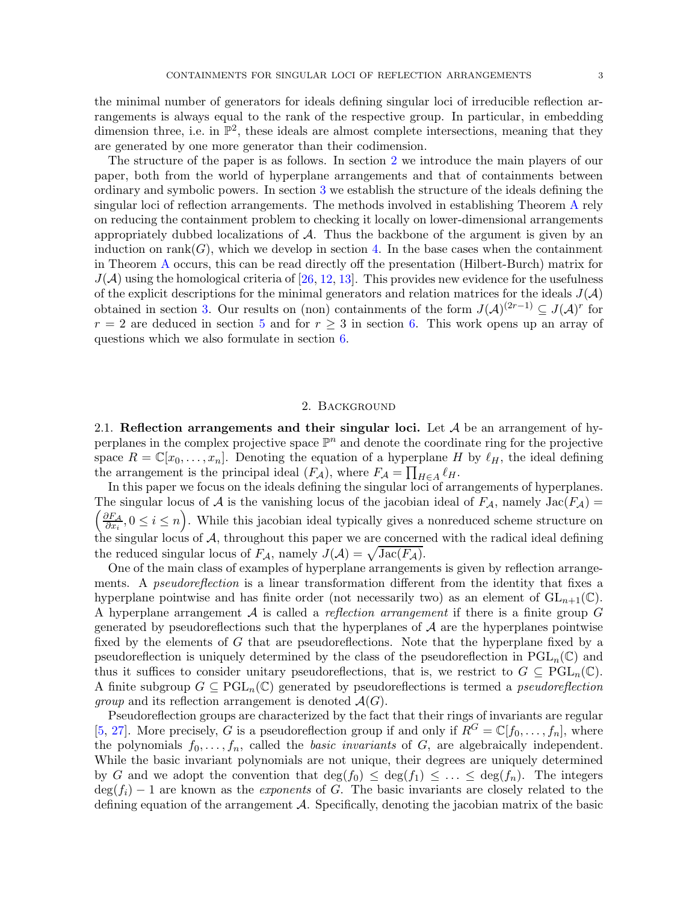the minimal number of generators for ideals defining singular loci of irreducible reflection arrangements is always equal to the rank of the respective group. In particular, in embedding dimension three, i.e. in $\mathbb{P}^2$, these ideals are almost complete intersections, meaning that they are generated by one more generator than their codimension.

The structure of the paper is as follows. In section 2 we introduce the main players of our paper, both from the world of hyperplane arrangements and that of containments between ordinary and symbolic powers. In section 3 we establish the structure of the ideals defining the singular loci of reflection arrangements. The methods involved in establishing Theorem A rely on reducing the containment problem to checking it locally on lower-dimensional arrangements appropriately dubbed localizations of $\mathcal{A}$. Thus the backbone of the argument is given by an induction on $\operatorname{rank}(G)$, which we develop in section 4. In the base cases when the containment in Theorem A occurs, this can be read directly off the presentation (Hilbert-Burch) matrix for $J(\mathcal{A})$ using the homological criteria of [26, 12, 13]. This provides new evidence for the usefulness of the explicit descriptions for the minimal generators and relation matrices for the ideals $J(\mathcal{A})$ obtained in section 3. Our results on (non) containments of the form $J(\mathcal{A})^{(2r-1)} \subseteq J(\mathcal{A})^r$ for $r = 2$ are deduced in section 5 and for $r \geq 3$ in section 6. This work opens up an array of questions which we also formulate in section 6.

## 2. Background

**2.1. Reflection arrangements and their singular loci.** Let $\mathcal{A}$ be an arrangement of hyperplanes in the complex projective space $\mathbb{P}^n$ and denote the coordinate ring for the projective space $R = \mathbb{C}[x_0, \ldots, x_n]$. Denoting the equation of a hyperplane $H$ by $\ell_H$, the ideal defining the arrangement is the principal ideal $(F_\mathcal{A})$, where $F_\mathcal{A} = \prod_{H \in A} \ell_H$.

In this paper we focus on the ideals defining the singular loci of arrangements of hyperplanes. The singular locus of $\mathcal{A}$ is the vanishing locus of the jacobian ideal of $F_\mathcal{A}$, namely $\operatorname{Jac}(F_\mathcal{A}) = \left(\frac{\partial F_\mathcal{A}}{\partial x_i}, 0 \leq i \leq n\right)$. While this jacobian ideal typically gives a nonreduced scheme structure on the singular locus of $\mathcal{A}$, throughout this paper we are concerned with the radical ideal defining the reduced singular locus of $F_\mathcal{A}$, namely $J(\mathcal{A}) = \sqrt{\operatorname{Jac}(F_\mathcal{A})}$.

One of the main class of examples of hyperplane arrangements is given by reflection arrangements. A *pseudoreflection* is a linear transformation different from the identity that fixes a hyperplane pointwise and has finite order (not necessarily two) as an element of $\mathrm{GL}_{n+1}(\mathbb{C})$. A hyperplane arrangement $\mathcal{A}$ is called a *reflection arrangement* if there is a finite group $G$ generated by pseudoreflections such that the hyperplanes of $\mathcal{A}$ are the hyperplanes pointwise fixed by the elements of $G$ that are pseudoreflections. Note that the hyperplane fixed by a pseudoreflection is uniquely determined by the class of the pseudoreflection in $\mathrm{PGL}_n(\mathbb{C})$ and thus it suffices to consider unitary pseudoreflections, that is, we restrict to $G \subseteq \mathrm{PGL}_n(\mathbb{C})$. A finite subgroup $G \subseteq \mathrm{PGL}_n(\mathbb{C})$ generated by pseudoreflections is termed a *pseudoreflection group* and its reflection arrangement is denoted $\mathcal{A}(G)$.

Pseudoreflection groups are characterized by the fact that their rings of invariants are regular [5, 27]. More precisely, $G$ is a pseudoreflection group if and only if $R^G = \mathbb{C}[f_0, \ldots, f_n]$, where the polynomials $f_0, \ldots, f_n$, called the *basic invariants* of $G$, are algebraically independent. While the basic invariant polynomials are not unique, their degrees are uniquely determined by $G$ and we adopt the convention that $\deg(f_0) \leq \deg(f_1) \leq \ldots \leq \deg(f_n)$. The integers $\deg(f_i) - 1$ are known as the *exponents* of $G$. The basic invariants are closely related to the defining equation of the arrangement $\mathcal{A}$. Specifically, denoting the jacobian matrix of the basic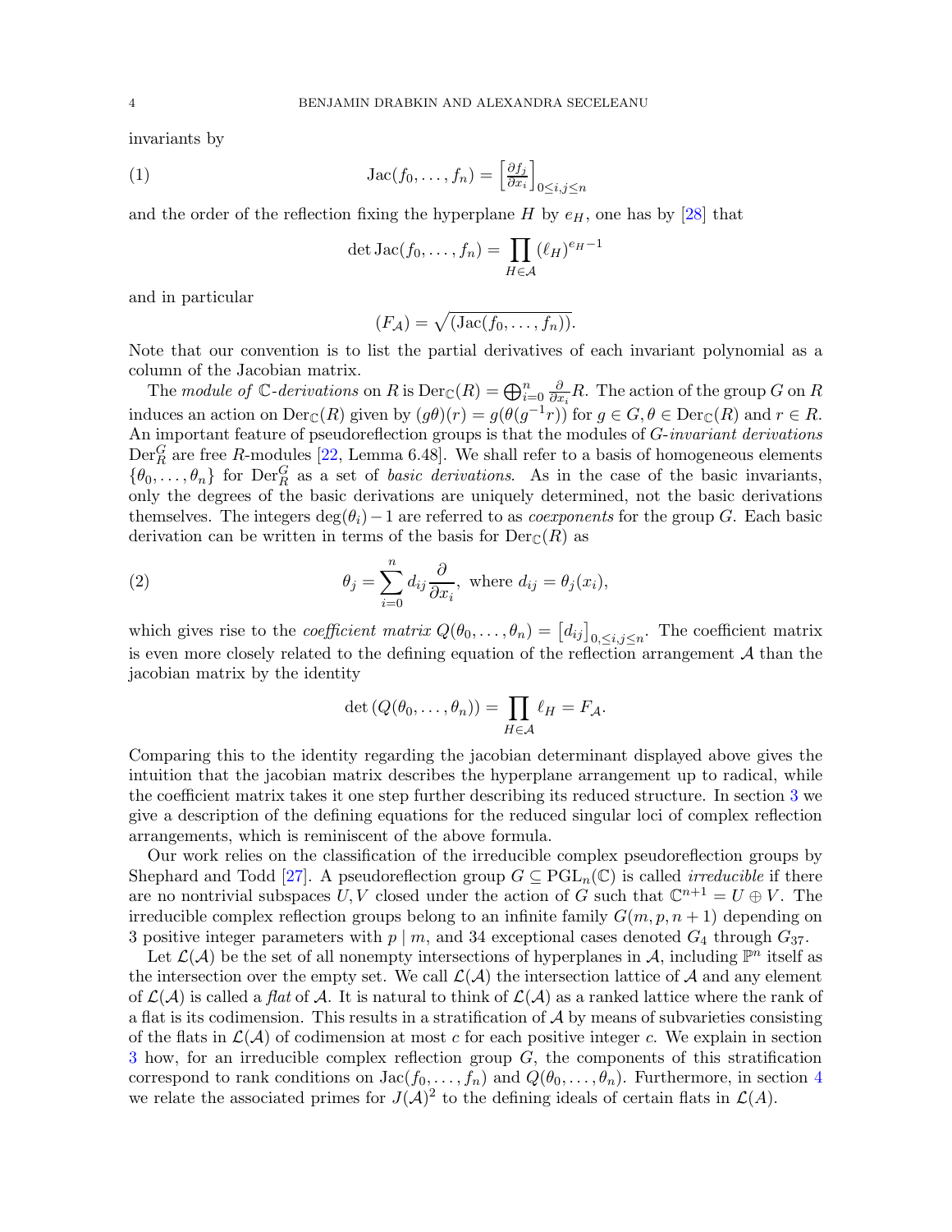invariants by

$$\operatorname{Jac}(f_0, \dots, f_n) = \left[\frac{\partial f_j}{\partial x_i}\right]_{0 \le i,j \le n} \tag{1}$$

and the order of the reflection fixing the hyperplane $H$ by $e_H$, one has by [28] that

$$\det \operatorname{Jac}(f_0, \dots, f_n) = \prod_{H \in \mathcal{A}} (\ell_H)^{e_H - 1}$$

and in particular

$$(F_{\mathcal{A}}) = \sqrt{(\operatorname{Jac}(f_0, \dots, f_n))}.$$

Note that our convention is to list the partial derivatives of each invariant polynomial as a column of the Jacobian matrix.

The *module of* $\mathbb{C}$*-derivations* on $R$ is $\operatorname{Der}_{\mathbb{C}}(R) = \bigoplus_{i=0}^{n} \frac{\partial}{\partial x_i} R$. The action of the group $G$ on $R$ induces an action on $\operatorname{Der}_{\mathbb{C}}(R)$ given by $(g\theta)(r) = g(\theta(g^{-1}r))$ for $g \in G, \theta \in \operatorname{Der}_{\mathbb{C}}(R)$ and $r \in R$. An important feature of pseudoreflection groups is that the modules of $G$*-invariant derivations* $\operatorname{Der}_R^G$ are free $R$-modules [22, Lemma 6.48]. We shall refer to a basis of homogeneous elements $\{\theta_0, \dots, \theta_n\}$ for $\operatorname{Der}_R^G$ as a set of *basic derivations*. As in the case of the basic invariants, only the degrees of the basic derivations are uniquely determined, not the basic derivations themselves. The integers $\deg(\theta_i) - 1$ are referred to as *coexponents* for the group $G$. Each basic derivation can be written in terms of the basis for $\operatorname{Der}_{\mathbb{C}}(R)$ as

$$\theta_j = \sum_{i=0}^{n} d_{ij} \frac{\partial}{\partial x_i}, \text{ where } d_{ij} = \theta_j(x_i), \tag{2}$$

which gives rise to the *coefficient matrix* $Q(\theta_0, \dots, \theta_n) = \left[d_{ij}\right]_{0, \le i,j \le n}$. The coefficient matrix is even more closely related to the defining equation of the reflection arrangement $\mathcal{A}$ than the jacobian matrix by the identity

$$\det\left(Q(\theta_0, \dots, \theta_n)\right) = \prod_{H \in \mathcal{A}} \ell_H = F_{\mathcal{A}}.$$

Comparing this to the identity regarding the jacobian determinant displayed above gives the intuition that the jacobian matrix describes the hyperplane arrangement up to radical, while the coefficient matrix takes it one step further describing its reduced structure. In section 3 we give a description of the defining equations for the reduced singular loci of complex reflection arrangements, which is reminiscent of the above formula.

Our work relies on the classification of the irreducible complex pseudoreflection groups by Shephard and Todd [27]. A pseudoreflection group $G \subseteq \operatorname{PGL}_n(\mathbb{C})$ is called *irreducible* if there are no nontrivial subspaces $U, V$ closed under the action of $G$ such that $\mathbb{C}^{n+1} = U \oplus V$. The irreducible complex reflection groups belong to an infinite family $G(m, p, n+1)$ depending on 3 positive integer parameters with $p \mid m$, and 34 exceptional cases denoted $G_4$ through $G_{37}$.

Let $\mathcal{L}(\mathcal{A})$ be the set of all nonempty intersections of hyperplanes in $\mathcal{A}$, including $\mathbb{P}^n$ itself as the intersection over the empty set. We call $\mathcal{L}(\mathcal{A})$ the intersection lattice of $\mathcal{A}$ and any element of $\mathcal{L}(\mathcal{A})$ is called a *flat* of $\mathcal{A}$. It is natural to think of $\mathcal{L}(\mathcal{A})$ as a ranked lattice where the rank of a flat is its codimension. This results in a stratification of $\mathcal{A}$ by means of subvarieties consisting of the flats in $\mathcal{L}(\mathcal{A})$ of codimension at most $c$ for each positive integer $c$. We explain in section 3 how, for an irreducible complex reflection group $G$, the components of this stratification correspond to rank conditions on $\operatorname{Jac}(f_0, \dots, f_n)$ and $Q(\theta_0, \dots, \theta_n)$. Furthermore, in section 4 we relate the associated primes for $J(\mathcal{A})^2$ to the defining ideals of certain flats in $\mathcal{L}(A)$.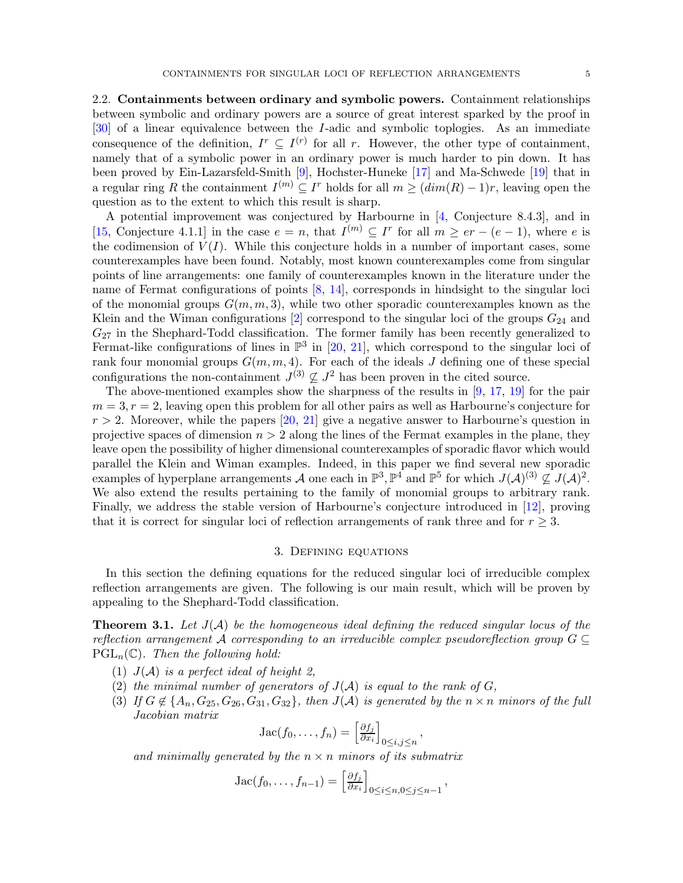## 2.2. Containments between ordinary and symbolic powers.

Containment relationships between symbolic and ordinary powers are a source of great interest sparked by the proof in [30] of a linear equivalence between the $I$-adic and symbolic toplogies. As an immediate consequence of the definition, $I^r \subseteq I^{(r)}$ for all $r$. However, the other type of containment, namely that of a symbolic power in an ordinary power is much harder to pin down. It has been proved by Ein-Lazarsfeld-Smith [9], Hochster-Huneke [17] and Ma-Schwede [19] that in a regular ring $R$ the containment $I^{(m)} \subseteq I^r$ holds for all $m \geq (dim(R)-1)r$, leaving open the question as to the extent to which this result is sharp.

A potential improvement was conjectured by Harbourne in [4, Conjecture 8.4.3], and in [15, Conjecture 4.1.1] in the case $e = n$, that $I^{(m)} \subseteq I^r$ for all $m \geq er-(e-1)$, where $e$ is the codimension of $V(I)$. While this conjecture holds in a number of important cases, some counterexamples have been found. Notably, most known counterexamples come from singular points of line arrangements: one family of counterexamples known in the literature under the name of Fermat configurations of points [8, 14], corresponds in hindsight to the singular loci of the monomial groups $G(m,m,3)$, while two other sporadic counterexamples known as the Klein and the Wiman configurations [2] correspond to the singular loci of the groups $G_{24}$ and $G_{27}$ in the Shephard-Todd classification. The former family has been recently generalized to Fermat-like configurations of lines in $\mathbb{P}^3$ in [20, 21], which correspond to the singular loci of rank four monomial groups $G(m,m,4)$. For each of the ideals $J$ defining one of these special configurations the non-containment $J^{(3)} \not\subseteq J^2$ has been proven in the cited source.

The above-mentioned examples show the sharpness of the results in [9, 17, 19] for the pair $m = 3, r = 2$, leaving open this problem for all other pairs as well as Harbourne's conjecture for $r > 2$. Moreover, while the papers [20, 21] give a negative answer to Harbourne's question in projective spaces of dimension $n > 2$ along the lines of the Fermat examples in the plane, they leave open the possibility of higher dimensional counterexamples of sporadic flavor which would parallel the Klein and Wiman examples. Indeed, in this paper we find several new sporadic examples of hyperplane arrangements $\mathcal{A}$ one each in $\mathbb{P}^3, \mathbb{P}^4$ and $\mathbb{P}^5$ for which $J(\mathcal{A})^{(3)} \not\subseteq J(\mathcal{A})^2$. We also extend the results pertaining to the family of monomial groups to arbitrary rank. Finally, we address the stable version of Harbourne's conjecture introduced in [12], proving that it is correct for singular loci of reflection arrangements of rank three and for $r \geq 3$.

# 3. Defining equations

In this section the defining equations for the reduced singular loci of irreducible complex reflection arrangements are given. The following is our main result, which will be proven by appealing to the Shephard-Todd classification.

**Theorem 3.1.** *Let $J(\mathcal{A})$ be the homogeneous ideal defining the reduced singular locus of the reflection arrangement $\mathcal{A}$ corresponding to an irreducible complex pseudoreflection group $G \subseteq \mathrm{PGL}_n(\mathbb{C})$. Then the following hold:*

1. *$J(\mathcal{A})$ is a perfect ideal of height 2,*
2. *the minimal number of generators of $J(\mathcal{A})$ is equal to the rank of $G$,*
3. *If $G \notin \{A_n, G_{25}, G_{26}, G_{31}, G_{32}\}$, then $J(\mathcal{A})$ is generated by the $n \times n$ minors of the full Jacobian matrix*
$$\mathrm{Jac}(f_0, \ldots, f_n) = \left[\frac{\partial f_j}{\partial x_i}\right]_{0 \leq i,j \leq n},$$
*and minimally generated by the $n \times n$ minors of its submatrix*
$$\mathrm{Jac}(f_0, \ldots, f_{n-1}) = \left[\frac{\partial f_j}{\partial x_i}\right]_{0 \leq i \leq n, 0 \leq j \leq n-1},$$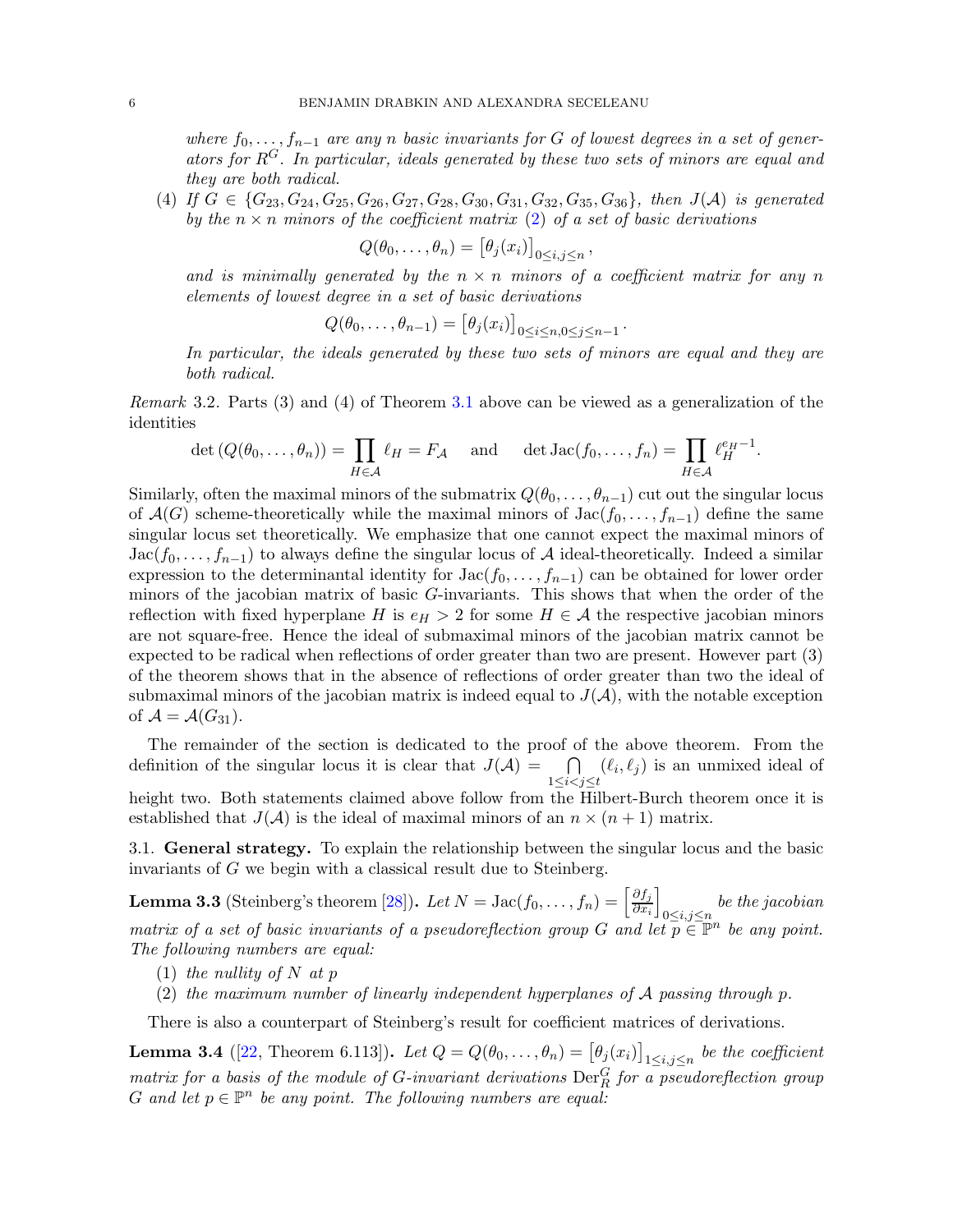*where $f_0, \ldots, f_{n-1}$ are any $n$ basic invariants for $G$ of lowest degrees in a set of generators for $R^G$. In particular, ideals generated by these two sets of minors are equal and they are both radical.*

(4) *If $G \in \{G_{23}, G_{24}, G_{25}, G_{26}, G_{27}, G_{28}, G_{30}, G_{31}, G_{32}, G_{35}, G_{36}\}$, then $J(\mathcal{A})$ is generated by the $n \times n$ minors of the coefficient matrix (2) of a set of basic derivations*

$$Q(\theta_0, \ldots, \theta_n) = \left[\theta_j(x_i)\right]_{0 \le i,j \le n},$$

*and is minimally generated by the $n \times n$ minors of a coefficient matrix for any $n$ elements of lowest degree in a set of basic derivations*

$$Q(\theta_0, \ldots, \theta_{n-1}) = \left[\theta_j(x_i)\right]_{0 \le i \le n, 0 \le j \le n-1}.$$

*In particular, the ideals generated by these two sets of minors are equal and they are both radical.*

*Remark* 3.2. Parts (3) and (4) of Theorem 3.1 above can be viewed as a generalization of the identities

$$\det\left(Q(\theta_0, \ldots, \theta_n)\right) = \prod_{H \in \mathcal{A}} \ell_H = F_{\mathcal{A}} \quad \text{and} \quad \det \operatorname{Jac}(f_0, \ldots, f_n) = \prod_{H \in \mathcal{A}} \ell_H^{e_H - 1}.$$

Similarly, often the maximal minors of the submatrix $Q(\theta_0, \ldots, \theta_{n-1})$ cut out the singular locus of $\mathcal{A}(G)$ scheme-theoretically while the maximal minors of $\operatorname{Jac}(f_0, \ldots, f_{n-1})$ define the same singular locus set theoretically. We emphasize that one cannot expect the maximal minors of $\operatorname{Jac}(f_0, \ldots, f_{n-1})$ to always define the singular locus of $\mathcal{A}$ ideal-theoretically. Indeed a similar expression to the determinantal identity for $\operatorname{Jac}(f_0, \ldots, f_{n-1})$ can be obtained for lower order minors of the jacobian matrix of basic $G$-invariants. This shows that when the order of the reflection with fixed hyperplane $H$ is $e_H > 2$ for some $H \in \mathcal{A}$ the respective jacobian minors are not square-free. Hence the ideal of submaximal minors of the jacobian matrix cannot be expected to be radical when reflections of order greater than two are present. However part (3) of the theorem shows that in the absence of reflections of order greater than two the ideal of submaximal minors of the jacobian matrix is indeed equal to $J(\mathcal{A})$, with the notable exception of $\mathcal{A} = \mathcal{A}(G_{31})$.

The remainder of the section is dedicated to the proof of the above theorem. From the definition of the singular locus it is clear that $J(\mathcal{A}) = \bigcap_{1 \le i < j \le t} (\ell_i, \ell_j)$ is an unmixed ideal of height two. Both statements claimed above follow from the Hilbert-Burch theorem once it is established that $J(\mathcal{A})$ is the ideal of maximal minors of an $n \times (n+1)$ matrix.

## 3.1. General strategy.

To explain the relationship between the singular locus and the basic invariants of $G$ we begin with a classical result due to Steinberg.

**Lemma 3.3** (Steinberg's theorem [28])**.** *Let $N = \operatorname{Jac}(f_0, \ldots, f_n) = \left[\frac{\partial f_j}{\partial x_i}\right]_{0 \le i,j \le n}$ be the jacobian matrix of a set of basic invariants of a pseudoreflection group $G$ and let $p \in \mathbb{P}^n$ be any point. The following numbers are equal:*

1. *the nullity of $N$ at $p$*
2. *the maximum number of linearly independent hyperplanes of $\mathcal{A}$ passing through $p$.*

There is also a counterpart of Steinberg's result for coefficient matrices of derivations.

**Lemma 3.4** ([22, Theorem 6.113])**.** *Let $Q = Q(\theta_0, \ldots, \theta_n) = \left[\theta_j(x_i)\right]_{1 \le i,j \le n}$ be the coefficient matrix for a basis of the module of $G$-invariant derivations $\operatorname{Der}_R^G$ for a pseudoreflection group $G$ and let $p \in \mathbb{P}^n$ be any point. The following numbers are equal:*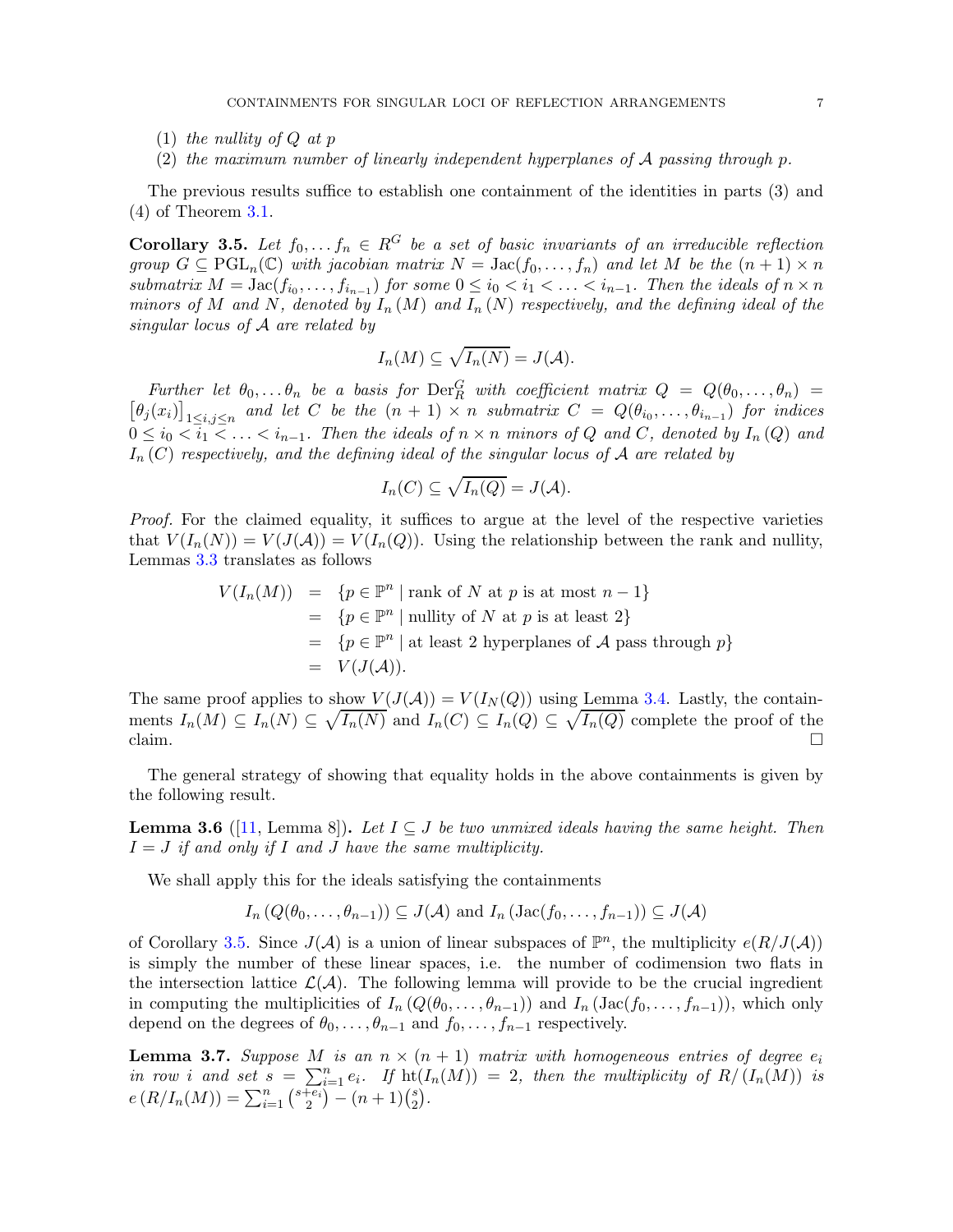(1) *the nullity of $Q$ at $p$*

(2) *the maximum number of linearly independent hyperplanes of $\mathcal{A}$ passing through $p$.*

The previous results suffice to establish one containment of the identities in parts (3) and (4) of Theorem 3.1.

**Corollary 3.5.** *Let $f_0, \dots f_n \in R^G$ be a set of basic invariants of an irreducible reflection group $G \subseteq \mathrm{PGL}_n(\mathbb{C})$ with jacobian matrix $N = \mathrm{Jac}(f_0, \dots, f_n)$ and let $M$ be the $(n+1) \times n$ submatrix $M = \mathrm{Jac}(f_{i_0}, \dots, f_{i_{n-1}})$ for some $0 \leq i_0 < i_1 < \dots < i_{n-1}$. Then the ideals of $n \times n$ minors of $M$ and $N$, denoted by $I_n(M)$ and $I_n(N)$ respectively, and the defining ideal of the singular locus of $\mathcal{A}$ are related by*

$$I_n(M) \subseteq \sqrt{I_n(N)} = J(\mathcal{A}).$$

*Further let $\theta_0, \dots \theta_n$ be a basis for $\mathrm{Der}_R^G$ with coefficient matrix $Q = Q(\theta_0, \dots, \theta_n) = \left[\theta_j(x_i)\right]_{1 \leq i,j \leq n}$ and let $C$ be the $(n+1) \times n$ submatrix $C = Q(\theta_{i_0}, \dots, \theta_{i_{n-1}})$ for indices $0 \leq i_0 < i_1 < \dots < i_{n-1}$. Then the ideals of $n \times n$ minors of $Q$ and $C$, denoted by $I_n(Q)$ and $I_n(C)$ respectively, and the defining ideal of the singular locus of $\mathcal{A}$ are related by*

$$I_n(C) \subseteq \sqrt{I_n(Q)} = J(\mathcal{A}).$$

*Proof.* For the claimed equality, it suffices to argue at the level of the respective varieties that $V(I_n(N)) = V(J(\mathcal{A})) = V(I_n(Q))$. Using the relationship between the rank and nullity, Lemmas 3.3 translates as follows

$$\begin{aligned}
V(I_n(M)) &= \{p \in \mathbb{P}^n \mid \text{rank of } N \text{ at } p \text{ is at most } n-1\} \\
&= \{p \in \mathbb{P}^n \mid \text{nullity of } N \text{ at } p \text{ is at least } 2\} \\
&= \{p \in \mathbb{P}^n \mid \text{at least 2 hyperplanes of } \mathcal{A} \text{ pass through } p\} \\
&= V(J(\mathcal{A})).
\end{aligned}$$

The same proof applies to show $V(J(\mathcal{A})) = V(I_N(Q))$ using Lemma 3.4. Lastly, the containments $I_n(M) \subseteq I_n(N) \subseteq \sqrt{I_n(N)}$ and $I_n(C) \subseteq I_n(Q) \subseteq \sqrt{I_n(Q)}$ complete the proof of the claim. ∎

The general strategy of showing that equality holds in the above containments is given by the following result.

**Lemma 3.6** ([11, Lemma 8])**.** *Let $I \subseteq J$ be two unmixed ideals having the same height. Then $I = J$ if and only if $I$ and $J$ have the same multiplicity.*

We shall apply this for the ideals satisfying the containments

$$I_n\left(Q(\theta_0, \dots, \theta_{n-1})\right) \subseteq J(\mathcal{A}) \text{ and } I_n\left(\mathrm{Jac}(f_0, \dots, f_{n-1})\right) \subseteq J(\mathcal{A})$$

of Corollary 3.5. Since $J(\mathcal{A})$ is a union of linear subspaces of $\mathbb{P}^n$, the multiplicity $e(R/J(\mathcal{A}))$ is simply the number of these linear spaces, i.e. the number of codimension two flats in the intersection lattice $\mathcal{L}(\mathcal{A})$. The following lemma will provide to be the crucial ingredient in computing the multiplicities of $I_n\left(Q(\theta_0, \dots, \theta_{n-1})\right)$ and $I_n\left(\mathrm{Jac}(f_0, \dots, f_{n-1})\right)$, which only depend on the degrees of $\theta_0, \dots, \theta_{n-1}$ and $f_0, \dots, f_{n-1}$ respectively.

**Lemma 3.7.** *Suppose $M$ is an $n \times (n+1)$ matrix with homogeneous entries of degree $e_i$ in row $i$ and set $s = \sum_{i=1}^n e_i$. If $\mathrm{ht}(I_n(M)) = 2$, then the multiplicity of $R/\left(I_n(M)\right)$ is $e\left(R/I_n(M)\right) = \sum_{i=1}^n \binom{s+e_i}{2} - (n+1)\binom{s}{2}$.*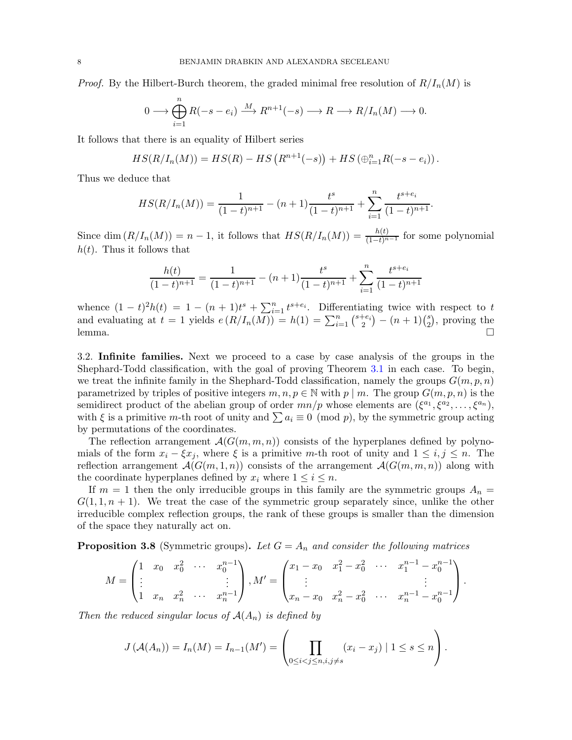*Proof.* By the Hilbert-Burch theorem, the graded minimal free resolution of $R/I_n(M)$ is

$$0 \longrightarrow \bigoplus_{i=1}^{n} R(-s-e_i) \xrightarrow{M} R^{n+1}(-s) \longrightarrow R \longrightarrow R/I_n(M) \longrightarrow 0.$$

It follows that there is an equality of Hilbert series

$$HS(R/I_n(M)) = HS(R) - HS\left(R^{n+1}(-s)\right) + HS\left(\oplus_{i=1}^{n} R(-s-e_i)\right).$$

Thus we deduce that

$$HS(R/I_n(M)) = \frac{1}{(1-t)^{n+1}} - (n+1)\frac{t^s}{(1-t)^{n+1}} + \sum_{i=1}^{n} \frac{t^{s+e_i}}{(1-t)^{n+1}}.$$

Since $\dim(R/I_n(M)) = n-1$, it follows that $HS(R/I_n(M)) = \frac{h(t)}{(1-t)^{n-1}}$ for some polynomial $h(t)$. Thus it follows that

$$\frac{h(t)}{(1-t)^{n+1}} = \frac{1}{(1-t)^{n+1}} - (n+1)\frac{t^s}{(1-t)^{n+1}} + \sum_{i=1}^{n} \frac{t^{s+e_i}}{(1-t)^{n+1}}$$

whence $(1-t)^2 h(t) = 1 - (n+1)t^s + \sum_{i=1}^{n} t^{s+e_i}$. Differentiating twice with respect to $t$ and evaluating at $t=1$ yields $e\left(R/I_n(M)\right) = h(1) = \sum_{i=1}^{n} \binom{s+e_i}{2} - (n+1)\binom{s}{2}$, proving the lemma. $\square$

3.2. **Infinite families.** Next we proceed to a case by case analysis of the groups in the Shephard-Todd classification, with the goal of proving Theorem 3.1 in each case. To begin, we treat the infinite family in the Shephard-Todd classification, namely the groups $G(m,p,n)$ parametrized by triples of positive integers $m,n,p \in \mathbb{N}$ with $p \mid m$. The group $G(m,p,n)$ is the semidirect product of the abelian group of order $mn/p$ whose elements are $(\xi^{a_1}, \xi^{a_2}, \dots, \xi^{a_n})$, with $\xi$ is a primitive $m$-th root of unity and $\sum a_i \equiv 0 \pmod{p}$, by the symmetric group acting by permutations of the coordinates.

The reflection arrangement $\mathcal{A}(G(m,m,n))$ consists of the hyperplanes defined by polynomials of the form $x_i - \xi x_j$, where $\xi$ is a primitive $m$-th root of unity and $1 \le i,j \le n$. The reflection arrangement $\mathcal{A}(G(m,1,n))$ consists of the arrangement $\mathcal{A}(G(m,m,n))$ along with the coordinate hyperplanes defined by $x_i$ where $1 \le i \le n$.

If $m=1$ then the only irreducible groups in this family are the symmetric groups $A_n = G(1,1,n+1)$. We treat the case of the symmetric group separately since, unlike the other irreducible complex reflection groups, the rank of these groups is smaller than the dimension of the space they naturally act on.

**Proposition 3.8** (Symmetric groups)**.** *Let $G = A_n$ and consider the following matrices*

$$M = \begin{pmatrix} 1 & x_0 & x_0^2 & \cdots & x_0^{n-1} \\ \vdots & & & & \vdots \\ 1 & x_n & x_n^2 & \cdots & x_n^{n-1} \end{pmatrix}, M' = \begin{pmatrix} x_1 - x_0 & x_1^2 - x_0^2 & \cdots & x_1^{n-1} - x_0^{n-1} \\ \vdots & & & \vdots \\ x_n - x_0 & x_n^2 - x_0^2 & \cdots & x_n^{n-1} - x_0^{n-1} \end{pmatrix}.$$

*Then the reduced singular locus of $\mathcal{A}(A_n)$ is defined by*

$$J\left(\mathcal{A}(A_n)\right) = I_n(M) = I_{n-1}(M') = \left( \prod_{0 \le i < j \le n, i,j \ne s} (x_i - x_j) \mid 1 \le s \le n \right).$$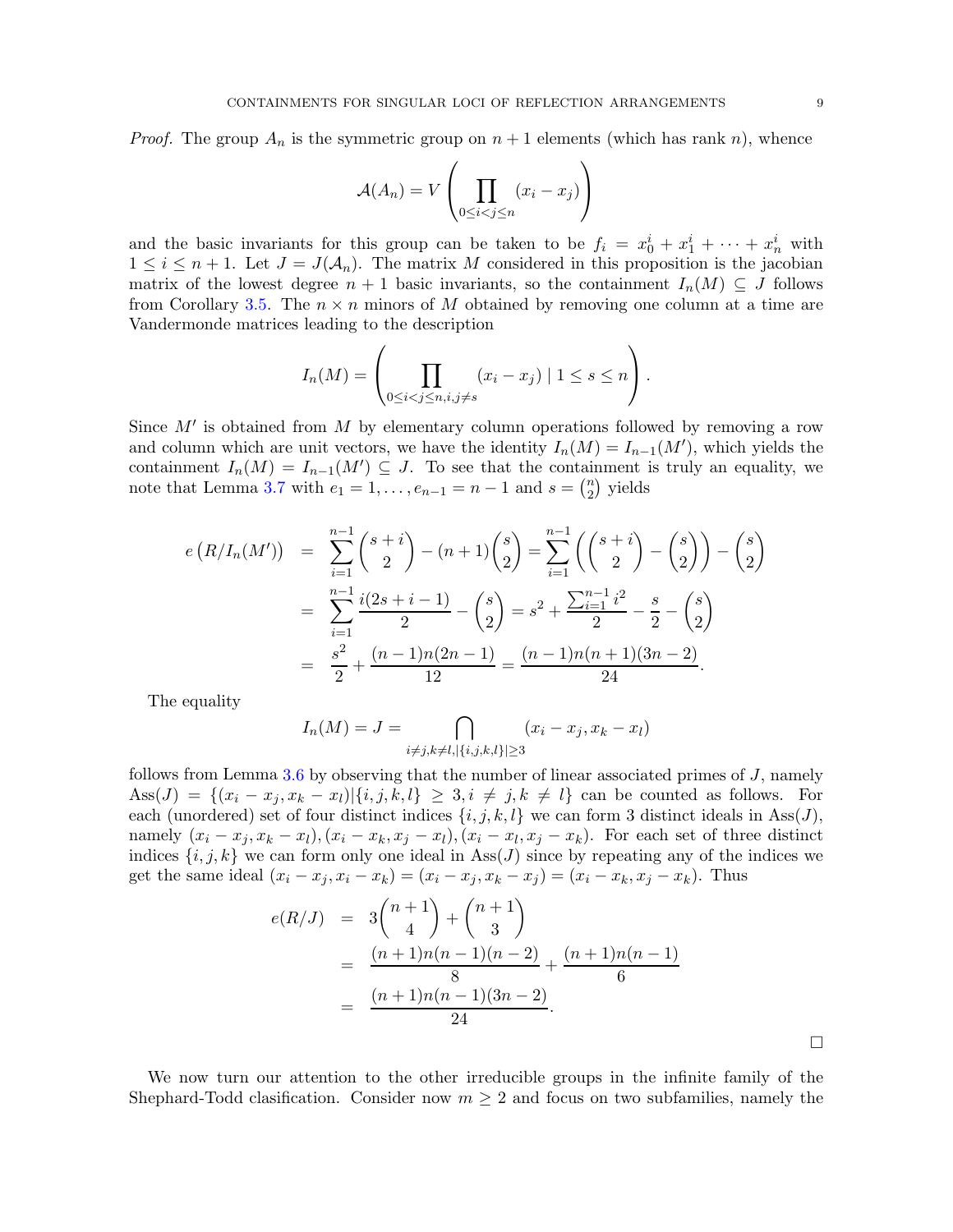*Proof.* The group $A_n$ is the symmetric group on $n+1$ elements (which has rank $n$), whence

$$\mathcal{A}(A_n) = V\left(\prod_{0\le i<j\le n}(x_i - x_j)\right)$$

and the basic invariants for this group can be taken to be $f_i = x_0^i + x_1^i + \cdots + x_n^i$ with $1 \le i \le n+1$. Let $J = J(\mathcal{A}_n)$. The matrix $M$ considered in this proposition is the jacobian matrix of the lowest degree $n+1$ basic invariants, so the containment $I_n(M) \subseteq J$ follows from Corollary 3.5. The $n \times n$ minors of $M$ obtained by removing one column at a time are Vandermonde matrices leading to the description

$$I_n(M) = \left(\prod_{0\le i<j\le n, i,j\neq s}(x_i - x_j) \mid 1 \le s \le n\right).$$

Since $M'$ is obtained from $M$ by elementary column operations followed by removing a row and column which are unit vectors, we have the identity $I_n(M) = I_{n-1}(M')$, which yields the containment $I_n(M) = I_{n-1}(M') \subseteq J$. To see that the containment is truly an equality, we note that Lemma 3.7 with $e_1 = 1, \ldots, e_{n-1} = n-1$ and $s = \binom{n}{2}$ yields

$$\begin{aligned}
e\left(R/I_n(M')\right) &= \sum_{i=1}^{n-1}\binom{s+i}{2} - (n+1)\binom{s}{2} = \sum_{i=1}^{n-1}\left(\binom{s+i}{2} - \binom{s}{2}\right) - \binom{s}{2} \\
&= \sum_{i=1}^{n-1}\frac{i(2s+i-1)}{2} - \binom{s}{2} = s^2 + \frac{\sum_{i=1}^{n-1} i^2}{2} - \frac{s}{2} - \binom{s}{2} \\
&= \frac{s^2}{2} + \frac{(n-1)n(2n-1)}{12} = \frac{(n-1)n(n+1)(3n-2)}{24}.
\end{aligned}$$

The equality

$$I_n(M) = J = \bigcap_{i\neq j, k\neq l, |\{i,j,k,l\}|\ge 3}(x_i - x_j, x_k - x_l)$$

follows from Lemma 3.6 by observing that the number of linear associated primes of $J$, namely $\operatorname{Ass}(J) = \{(x_i - x_j, x_k - x_l) | \{i,j,k,l\} \ge 3, i \neq j, k \neq l\}$ can be counted as follows. For each (unordered) set of four distinct indices $\{i,j,k,l\}$ we can form 3 distinct ideals in $\operatorname{Ass}(J)$, namely $(x_i - x_j, x_k - x_l), (x_i - x_k, x_j - x_l), (x_i - x_l, x_j - x_k)$. For each set of three distinct indices $\{i,j,k\}$ we can form only one ideal in $\operatorname{Ass}(J)$ since by repeating any of the indices we get the same ideal $(x_i - x_j, x_i - x_k) = (x_i - x_j, x_k - x_j) = (x_i - x_k, x_j - x_k)$. Thus

$$\begin{aligned}
e(R/J) &= 3\binom{n+1}{4} + \binom{n+1}{3} \\
&= \frac{(n+1)n(n-1)(n-2)}{8} + \frac{(n+1)n(n-1)}{6} \\
&= \frac{(n+1)n(n-1)(3n-2)}{24}.
\end{aligned}$$

∎

We now turn our attention to the other irreducible groups in the infinite family of the Shephard-Todd clasification. Consider now $m \ge 2$ and focus on two subfamilies, namely the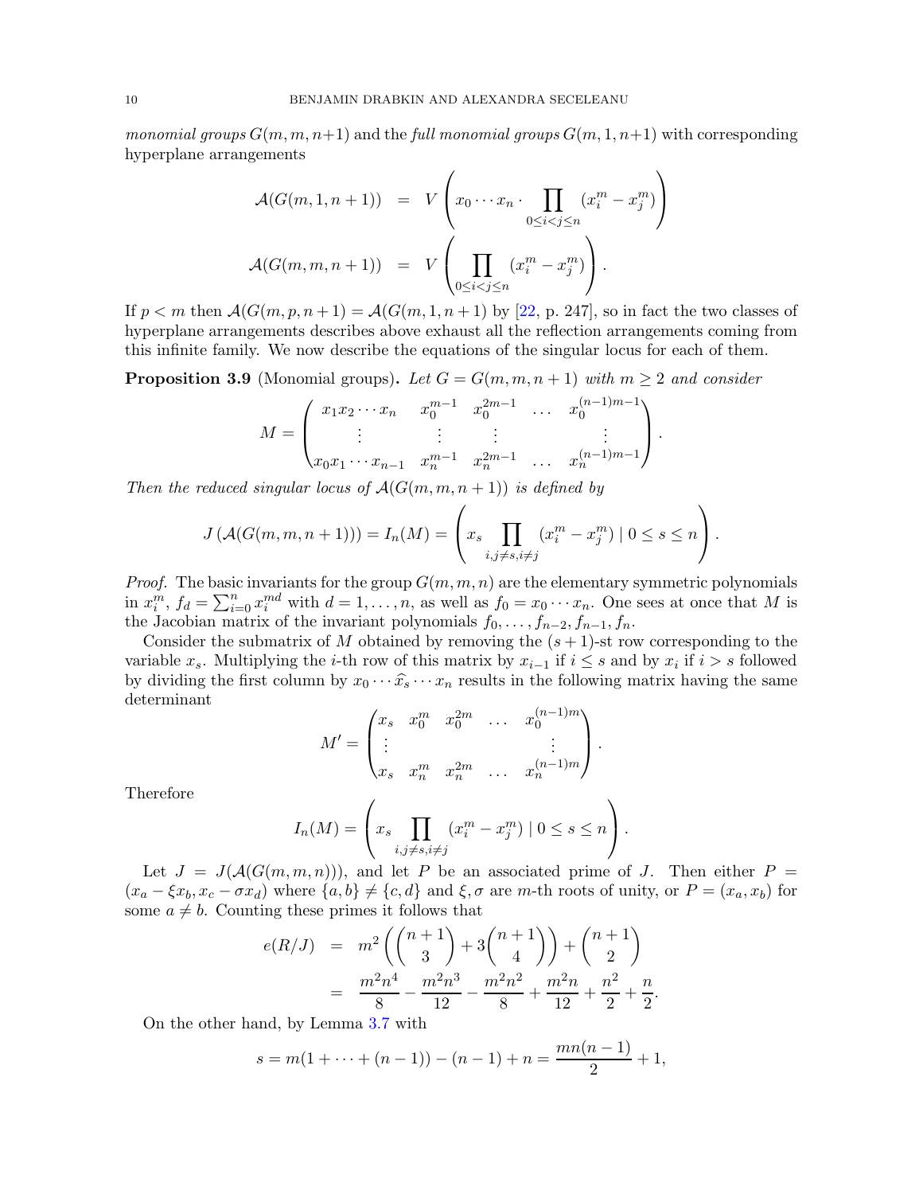*monomial groups* $G(m,m,n+1)$ and the *full monomial groups* $G(m,1,n+1)$ with corresponding hyperplane arrangements

$$
\begin{aligned}
\mathcal{A}(G(m,1,n+1)) &= V\left(x_0\cdots x_n \cdot \prod_{0\le i<j\le n}(x_i^m - x_j^m)\right)\\
\mathcal{A}(G(m,m,n+1)) &= V\left(\prod_{0\le i<j\le n}(x_i^m - x_j^m)\right).
\end{aligned}
$$

If $p<m$ then $\mathcal{A}(G(m,p,n+1) = \mathcal{A}(G(m,1,n+1)$ by [22, p. 247], so in fact the two classes of hyperplane arrangements describes above exhaust all the reflection arrangements coming from this infinite family. We now describe the equations of the singular locus for each of them.

**Proposition 3.9** (Monomial groups)**.** *Let $G = G(m,m,n+1)$ with $m\ge 2$ and consider*

$$
M = \begin{pmatrix}
x_1x_2\cdots x_n & x_0^{m-1} & x_0^{2m-1} & \dots & x_0^{(n-1)m-1}\\
\vdots & \vdots & \vdots & & \vdots\\
x_0x_1\cdots x_{n-1} & x_n^{m-1} & x_n^{2m-1} & \dots & x_n^{(n-1)m-1}
\end{pmatrix}.
$$

*Then the reduced singular locus of $\mathcal{A}(G(m,m,n+1))$ is defined by*

$$
J\left(\mathcal{A}(G(m,m,n+1))\right) = I_n(M) = \left(x_s\prod_{i,j\ne s, i\ne j}(x_i^m - x_j^m)\mid 0\le s\le n\right).
$$

*Proof.* The basic invariants for the group $G(m,m,n)$ are the elementary symmetric polynomials in $x_i^m$, $f_d=\sum_{i=0}^n x_i^{md}$ with $d=1,\dots,n$, as well as $f_0 = x_0\cdots x_n$. One sees at once that $M$ is the Jacobian matrix of the invariant polynomials $f_0,\dots,f_{n-2},f_{n-1},f_n$.

Consider the submatrix of $M$ obtained by removing the $(s+1)$-st row corresponding to the variable $x_s$. Multiplying the $i$-th row of this matrix by $x_{i-1}$ if $i\le s$ and by $x_i$ if $i>s$ followed by dividing the first column by $x_0\cdots\widehat{x_s}\cdots x_n$ results in the following matrix having the same determinant

$$
M' = \begin{pmatrix}
x_s & x_0^m & x_0^{2m} & \dots & x_0^{(n-1)m}\\
\vdots & & & & \vdots\\
x_s & x_n^m & x_n^{2m} & \dots & x_n^{(n-1)m}
\end{pmatrix}.
$$

Therefore

$$
I_n(M) = \left(x_s\prod_{i,j\ne s, i\ne j}(x_i^m - x_j^m)\mid 0\le s\le n\right).
$$

Let $J = J(\mathcal{A}(G(m,m,n)))$, and let $P$ be an associated prime of $J$. Then either $P = (x_a-\xi x_b, x_c-\sigma x_d)$ where $\{a,b\}\ne\{c,d\}$ and $\xi,\sigma$ are $m$-th roots of unity, or $P=(x_a,x_b)$ for some $a\ne b$. Counting these primes it follows that

$$
\begin{aligned}
e(R/J) &= m^2\left(\binom{n+1}{3}+3\binom{n+1}{4}\right)+\binom{n+1}{2}\\
&= \frac{m^2n^4}{8}-\frac{m^2n^3}{12}-\frac{m^2n^2}{8}+\frac{m^2n}{12}+\frac{n^2}{2}+\frac{n}{2}.
\end{aligned}
$$

On the other hand, by Lemma 3.7 with

$$
s = m(1+\cdots+(n-1)) - (n-1) + n = \frac{mn(n-1)}{2}+1,
$$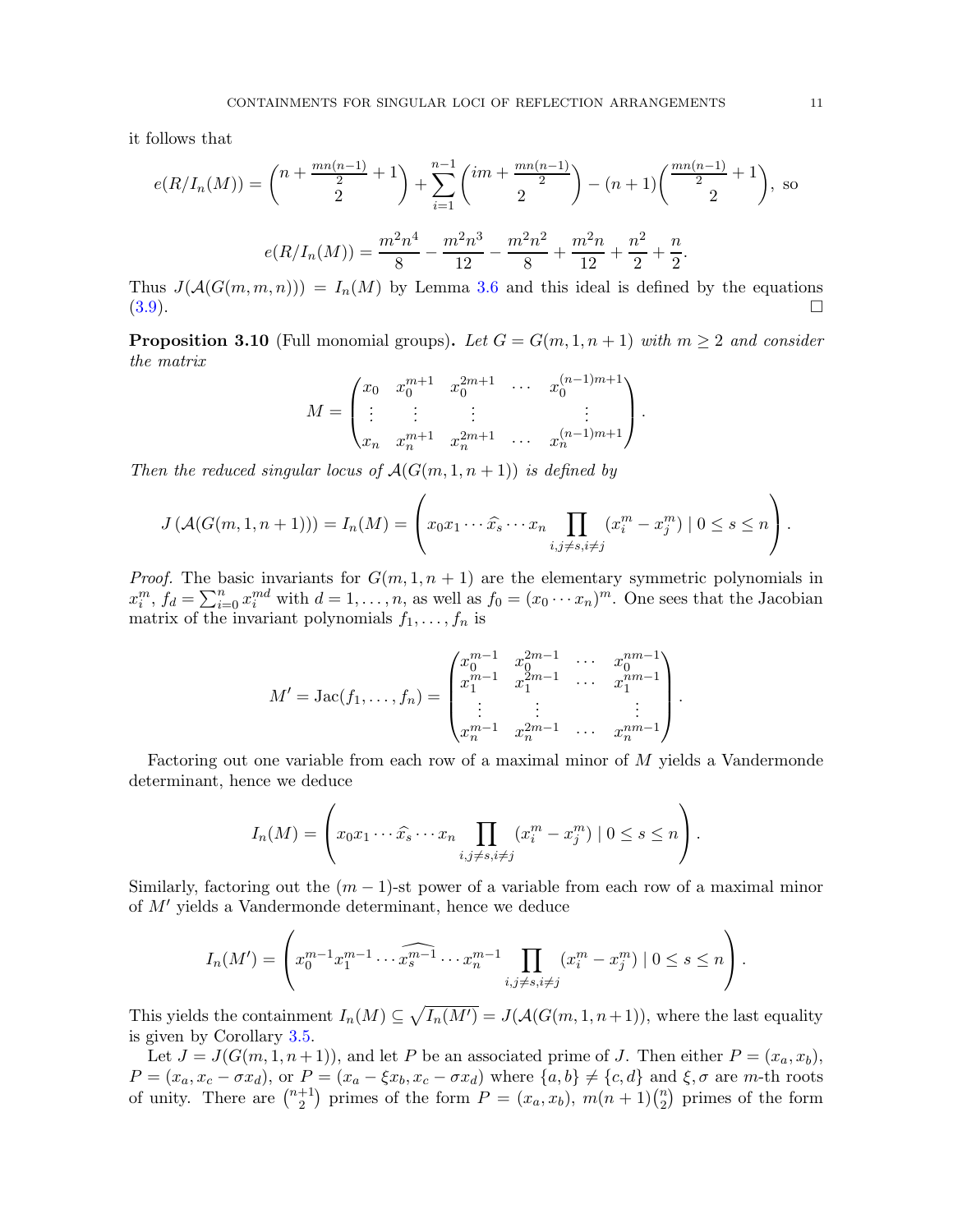it follows that

$$e(R/I_n(M)) = \binom{n + \frac{mn(n-1)}{2} + 1}{2} + \sum_{i=1}^{n-1} \binom{im + \frac{mn(n-1)}{2}}{2} - (n+1)\binom{\frac{mn(n-1)}{2} + 1}{2}, \text{ so}$$

$$e(R/I_n(M)) = \frac{m^2n^4}{8} - \frac{m^2n^3}{12} - \frac{m^2n^2}{8} + \frac{m^2n}{12} + \frac{n^2}{2} + \frac{n}{2}.$$

Thus $J(\mathcal{A}(G(m,m,n))) = I_n(M)$ by Lemma 3.6 and this ideal is defined by the equations (3.9). □

**Proposition 3.10** (Full monomial groups). *Let $G = G(m, 1, n+1)$ with $m \geq 2$ and consider the matrix*

$$M = \begin{pmatrix} x_0 & x_0^{m+1} & x_0^{2m+1} & \cdots & x_0^{(n-1)m+1} \\ \vdots & \vdots & \vdots & & \vdots \\ x_n & x_n^{m+1} & x_n^{2m+1} & \cdots & x_n^{(n-1)m+1} \end{pmatrix}.$$

*Then the reduced singular locus of $\mathcal{A}(G(m, 1, n+1))$ is defined by*

$$J\left(\mathcal{A}(G(m,1,n+1))\right) = I_n(M) = \left( x_0 x_1 \cdots \widehat{x_s} \cdots x_n \prod_{i,j \neq s, i \neq j} (x_i^m - x_j^m) \mid 0 \leq s \leq n \right).$$

*Proof.* The basic invariants for $G(m, 1, n+1)$ are the elementary symmetric polynomials in $x_i^m$, $f_d = \sum_{i=0}^n x_i^{md}$ with $d = 1, \ldots, n$, as well as $f_0 = (x_0 \cdots x_n)^m$. One sees that the Jacobian matrix of the invariant polynomials $f_1, \ldots, f_n$ is

$$M' = \operatorname{Jac}(f_1, \ldots, f_n) = \begin{pmatrix} x_0^{m-1} & x_0^{2m-1} & \cdots & x_0^{nm-1} \\ x_1^{m-1} & x_1^{2m-1} & \cdots & x_1^{nm-1} \\ \vdots & \vdots & & \vdots \\ x_n^{m-1} & x_n^{2m-1} & \cdots & x_n^{nm-1} \end{pmatrix}.$$

Factoring out one variable from each row of a maximal minor of $M$ yields a Vandermonde determinant, hence we deduce

$$I_n(M) = \left( x_0 x_1 \cdots \widehat{x_s} \cdots x_n \prod_{i,j \neq s, i \neq j} (x_i^m - x_j^m) \mid 0 \leq s \leq n \right).$$

Similarly, factoring out the $(m-1)$-st power of a variable from each row of a maximal minor of $M'$ yields a Vandermonde determinant, hence we deduce

$$I_n(M') = \left( x_0^{m-1} x_1^{m-1} \cdots \widehat{x_s^{m-1}} \cdots x_n^{m-1} \prod_{i,j \neq s, i \neq j} (x_i^m - x_j^m) \mid 0 \leq s \leq n \right).$$

This yields the containment $I_n(M) \subseteq \sqrt{I_n(M')} = J(\mathcal{A}(G(m, 1, n+1))$, where the last equality is given by Corollary 3.5.

Let $J = J(G(m, 1, n+1))$, and let $P$ be an associated prime of $J$. Then either $P = (x_a, x_b)$, $P = (x_a, x_c - \sigma x_d)$, or $P = (x_a - \xi x_b, x_c - \sigma x_d)$ where $\{a, b\} \neq \{c, d\}$ and $\xi, \sigma$ are $m$-th roots of unity. There are $\binom{n+1}{2}$ primes of the form $P = (x_a, x_b)$, $m(n+1)\binom{n}{2}$ primes of the form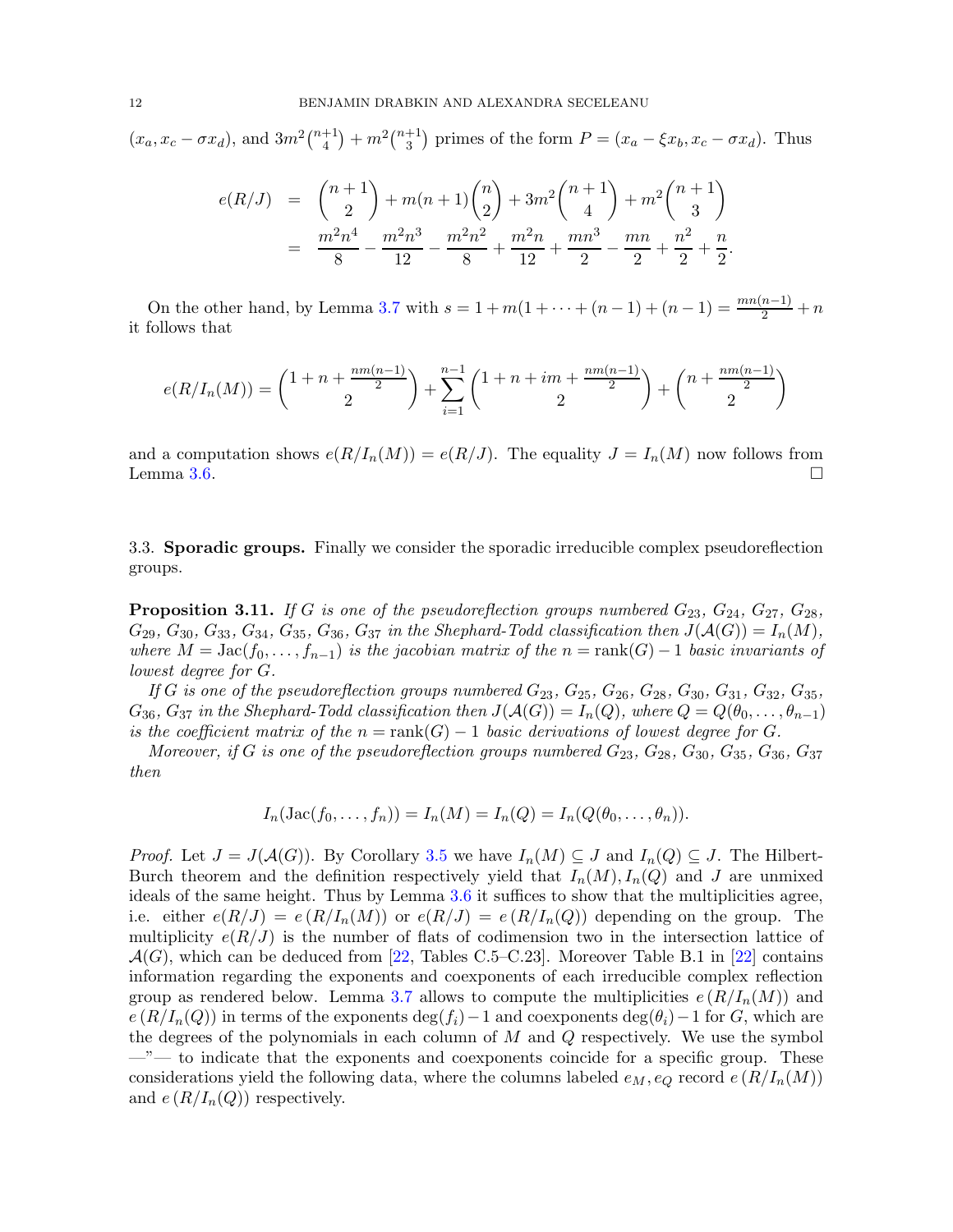$(x_a, x_c - \sigma x_d)$, and $3m^2\binom{n+1}{4} + m^2\binom{n+1}{3}$ primes of the form $P = (x_a - \xi x_b, x_c - \sigma x_d)$. Thus

$$
\begin{aligned}
e(R/J) &= \binom{n+1}{2} + m(n+1)\binom{n}{2} + 3m^2\binom{n+1}{4} + m^2\binom{n+1}{3} \\
&= \frac{m^2n^4}{8} - \frac{m^2n^3}{12} - \frac{m^2n^2}{8} + \frac{m^2n}{12} + \frac{mn^3}{2} - \frac{mn}{2} + \frac{n^2}{2} + \frac{n}{2}.
\end{aligned}
$$

On the other hand, by Lemma 3.7 with $s = 1 + m(1 + \cdots + (n-1) + (n-1) = \frac{mn(n-1)}{2} + n$ it follows that

$$
e(R/I_n(M)) = \binom{1 + n + \frac{nm(n-1)}{2}}{2} + \sum_{i=1}^{n-1} \binom{1 + n + im + \frac{nm(n-1)}{2}}{2} + \binom{n + \frac{nm(n-1)}{2}}{2}
$$

and a computation shows $e(R/I_n(M)) = e(R/J)$. The equality $J = I_n(M)$ now follows from Lemma 3.6. $\square$

### 3.3. Sporadic groups.

Finally we consider the sporadic irreducible complex pseudoreflection groups.

**Proposition 3.11.** *If $G$ is one of the pseudoreflection groups numbered $G_{23}$, $G_{24}$, $G_{27}$, $G_{28}$, $G_{29}$, $G_{30}$, $G_{33}$, $G_{34}$, $G_{35}$, $G_{36}$, $G_{37}$ in the Shephard-Todd classification then $J(\mathcal{A}(G)) = I_n(M)$, where $M = \mathrm{Jac}(f_0, \ldots, f_{n-1})$ is the jacobian matrix of the $n = \mathrm{rank}(G) - 1$ basic invariants of lowest degree for $G$.*

*If $G$ is one of the pseudoreflection groups numbered $G_{23}$, $G_{25}$, $G_{26}$, $G_{28}$, $G_{30}$, $G_{31}$, $G_{32}$, $G_{35}$, $G_{36}$, $G_{37}$ in the Shephard-Todd classification then $J(\mathcal{A}(G)) = I_n(Q)$, where $Q = Q(\theta_0, \ldots, \theta_{n-1})$ is the coefficient matrix of the $n = \mathrm{rank}(G) - 1$ basic derivations of lowest degree for $G$.*

*Moreover, if $G$ is one of the pseudoreflection groups numbered $G_{23}$, $G_{28}$, $G_{30}$, $G_{35}$, $G_{36}$, $G_{37}$ then*

$$
I_n(\mathrm{Jac}(f_0, \ldots, f_n)) = I_n(M) = I_n(Q) = I_n(Q(\theta_0, \ldots, \theta_n)).
$$

*Proof.* Let $J = J(\mathcal{A}(G))$. By Corollary 3.5 we have $I_n(M) \subseteq J$ and $I_n(Q) \subseteq J$. The Hilbert-Burch theorem and the definition respectively yield that $I_n(M), I_n(Q)$ and $J$ are unmixed ideals of the same height. Thus by Lemma 3.6 it suffices to show that the multiplicities agree, i.e. either $e(R/J) = e(R/I_n(M))$ or $e(R/J) = e(R/I_n(Q))$ depending on the group. The multiplicity $e(R/J)$ is the number of flats of codimension two in the intersection lattice of $\mathcal{A}(G)$, which can be deduced from [22, Tables C.5–C.23]. Moreover Table B.1 in [22] contains information regarding the exponents and coexponents of each irreducible complex reflection group as rendered below. Lemma 3.7 allows to compute the multiplicities $e(R/I_n(M))$ and $e(R/I_n(Q))$ in terms of the exponents $\deg(f_i) - 1$ and coexponents $\deg(\theta_i) - 1$ for $G$, which are the degrees of the polynomials in each column of $M$ and $Q$ respectively. We use the symbol —"— to indicate that the exponents and coexponents coincide for a specific group. These considerations yield the following data, where the columns labeled $e_M, e_Q$ record $e(R/I_n(M))$ and $e(R/I_n(Q))$ respectively.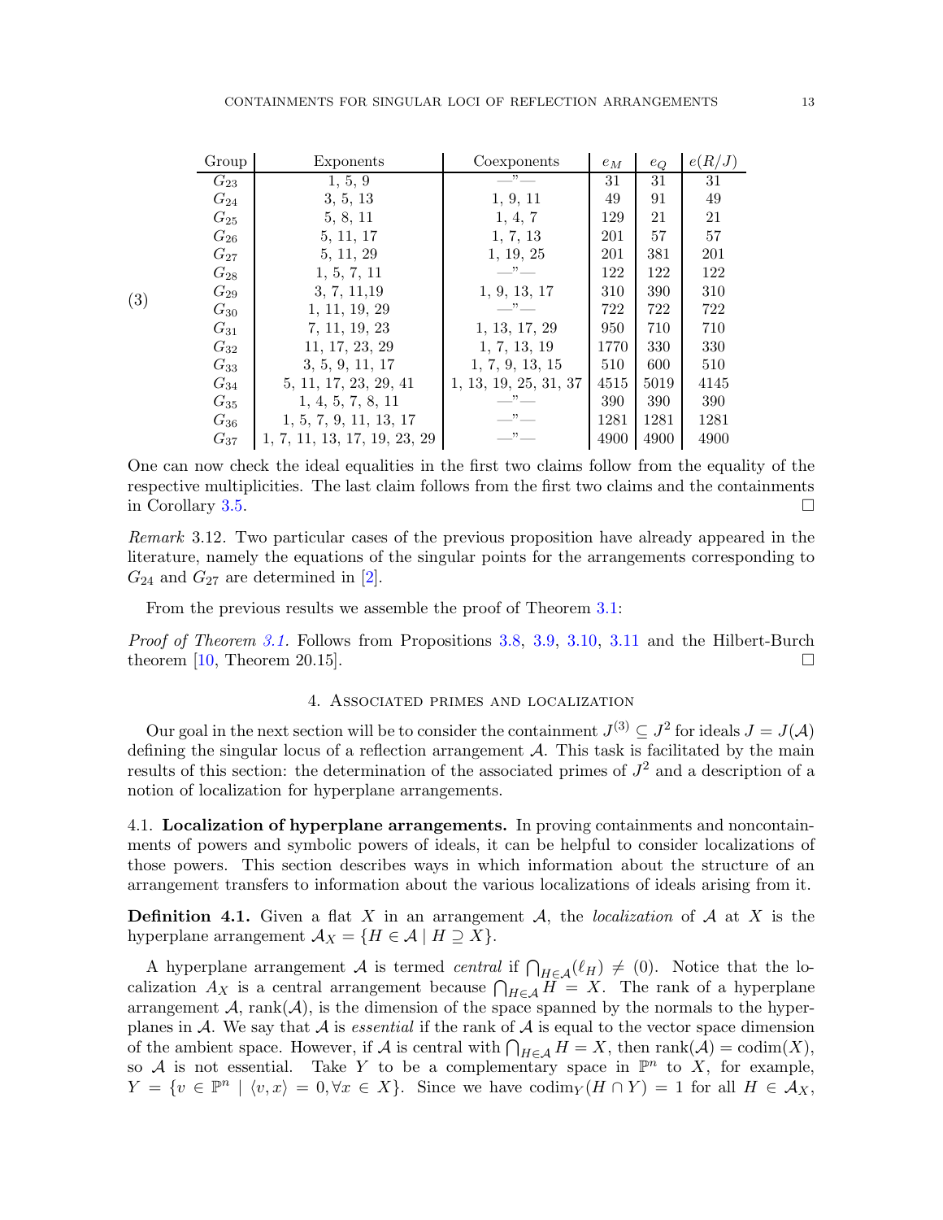(3)

| Group | Exponents | Coexponents | $e_M$ | $e_Q$ | $e(R/J)$ |
|---|---|---|---|---|---|
| $G_{23}$ | 1, 5, 9 | —"— | 31 | 31 | 31 |
| $G_{24}$ | 3, 5, 13 | 1, 9, 11 | 49 | 91 | 49 |
| $G_{25}$ | 5, 8, 11 | 1, 4, 7 | 129 | 21 | 21 |
| $G_{26}$ | 5, 11, 17 | 1, 7, 13 | 201 | 57 | 57 |
| $G_{27}$ | 5, 11, 29 | 1, 19, 25 | 201 | 381 | 201 |
| $G_{28}$ | 1, 5, 7, 11 | —"— | 122 | 122 | 122 |
| $G_{29}$ | 3, 7, 11,19 | 1, 9, 13, 17 | 310 | 390 | 310 |
| $G_{30}$ | 1, 11, 19, 29 | —"— | 722 | 722 | 722 |
| $G_{31}$ | 7, 11, 19, 23 | 1, 13, 17, 29 | 950 | 710 | 710 |
| $G_{32}$ | 11, 17, 23, 29 | 1, 7, 13, 19 | 1770 | 330 | 330 |
| $G_{33}$ | 3, 5, 9, 11, 17 | 1, 7, 9, 13, 15 | 510 | 600 | 510 |
| $G_{34}$ | 5, 11, 17, 23, 29, 41 | 1, 13, 19, 25, 31, 37 | 4515 | 5019 | 4145 |
| $G_{35}$ | 1, 4, 5, 7, 8, 11 | —"— | 390 | 390 | 390 |
| $G_{36}$ | 1, 5, 7, 9, 11, 13, 17 | —"— | 1281 | 1281 | 1281 |
| $G_{37}$ | 1, 7, 11, 13, 17, 19, 23, 29 | —"— | 4900 | 4900 | 4900 |

One can now check the ideal equalities in the first two claims follow from the equality of the respective multiplicities. The last claim follows from the first two claims and the containments in Corollary 3.5. □

*Remark* 3.12. Two particular cases of the previous proposition have already appeared in the literature, namely the equations of the singular points for the arrangements corresponding to $G_{24}$ and $G_{27}$ are determined in [2].

From the previous results we assemble the proof of Theorem 3.1:

*Proof of Theorem 3.1.* Follows from Propositions 3.8, 3.9, 3.10, 3.11 and the Hilbert-Burch theorem [10, Theorem 20.15]. □

## 4. Associated primes and localization

Our goal in the next section will be to consider the containment $J^{(3)} \subseteq J^2$ for ideals $J = J(\mathcal{A})$ defining the singular locus of a reflection arrangement $\mathcal{A}$. This task is facilitated by the main results of this section: the determination of the associated primes of $J^2$ and a description of a notion of localization for hyperplane arrangements.

**4.1. Localization of hyperplane arrangements.** In proving containments and noncontainments of powers and symbolic powers of ideals, it can be helpful to consider localizations of those powers. This section describes ways in which information about the structure of an arrangement transfers to information about the various localizations of ideals arising from it.

**Definition 4.1.** Given a flat $X$ in an arrangement $\mathcal{A}$, the *localization* of $\mathcal{A}$ at $X$ is the hyperplane arrangement $\mathcal{A}_X = \{H \in \mathcal{A} \mid H \supseteq X\}$.

A hyperplane arrangement $\mathcal{A}$ is termed *central* if $\bigcap_{H\in\mathcal{A}}(\ell_H) \neq (0)$. Notice that the localization $A_X$ is a central arrangement because $\bigcap_{H\in\mathcal{A}} H = X$. The rank of a hyperplane arrangement $\mathcal{A}$, $\operatorname{rank}(\mathcal{A})$, is the dimension of the space spanned by the normals to the hyperplanes in $\mathcal{A}$. We say that $\mathcal{A}$ is *essential* if the rank of $\mathcal{A}$ is equal to the vector space dimension of the ambient space. However, if $\mathcal{A}$ is central with $\bigcap_{H\in\mathcal{A}} H = X$, then $\operatorname{rank}(\mathcal{A}) = \operatorname{codim}(X)$, so $\mathcal{A}$ is not essential. Take $Y$ to be a complementary space in $\mathbb{P}^n$ to $X$, for example, $Y = \{v \in \mathbb{P}^n \mid \langle v, x\rangle = 0, \forall x \in X\}$. Since we have $\operatorname{codim}_Y(H \cap Y) = 1$ for all $H \in \mathcal{A}_X$,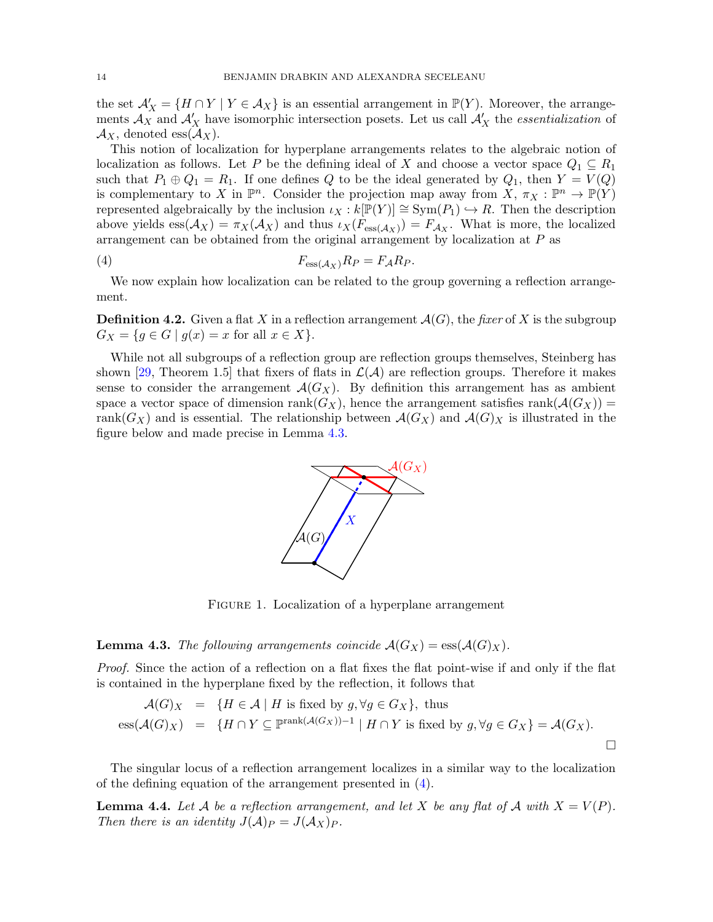the set $\mathcal{A}'_X = \{H \cap Y \mid Y \in \mathcal{A}_X\}$ is an essential arrangement in $\mathbb{P}(Y)$. Moreover, the arrangements $\mathcal{A}_X$ and $\mathcal{A}'_X$ have isomorphic intersection posets. Let us call $\mathcal{A}'_X$ the *essentialization* of $\mathcal{A}_X$, denoted $\operatorname{ess}(\mathcal{A}_X)$.

This notion of localization for hyperplane arrangements relates to the algebraic notion of localization as follows. Let $P$ be the defining ideal of $X$ and choose a vector space $Q_1 \subseteq R_1$ such that $P_1 \oplus Q_1 = R_1$. If one defines $Q$ to be the ideal generated by $Q_1$, then $Y = V(Q)$ is complementary to $X$ in $\mathbb{P}^n$. Consider the projection map away from $X$, $\pi_X : \mathbb{P}^n \to \mathbb{P}(Y)$ represented algebraically by the inclusion $\iota_X : k[\mathbb{P}(Y)] \cong \operatorname{Sym}(P_1) \hookrightarrow R$. Then the description above yields $\operatorname{ess}(\mathcal{A}_X) = \pi_X(\mathcal{A}_X)$ and thus $\iota_X(F_{\operatorname{ess}(\mathcal{A}_X)}) = F_{\mathcal{A}_X}$. What is more, the localized arrangement can be obtained from the original arrangement by localization at $P$ as

$$F_{\operatorname{ess}(\mathcal{A}_X)} R_P = F_{\mathcal{A}} R_P. \tag{4}$$

We now explain how localization can be related to the group governing a reflection arrangement.

**Definition 4.2.** Given a flat $X$ in a reflection arrangement $\mathcal{A}(G)$, the *fixer* of $X$ is the subgroup $G_X = \{g \in G \mid g(x) = x \text{ for all } x \in X\}$.

While not all subgroups of a reflection group are reflection groups themselves, Steinberg has shown [29, Theorem 1.5] that fixers of flats in $\mathcal{L}(\mathcal{A})$ are reflection groups. Therefore it makes sense to consider the arrangement $\mathcal{A}(G_X)$. By definition this arrangement has as ambient space a vector space of dimension $\operatorname{rank}(G_X)$, hence the arrangement satisfies $\operatorname{rank}(\mathcal{A}(G_X)) = \operatorname{rank}(G_X)$ and is essential. The relationship between $\mathcal{A}(G_X)$ and $\mathcal{A}(G)_X$ is illustrated in the figure below and made precise in Lemma 4.3.

FIGURE 1. Localization of a hyperplane arrangement

**Lemma 4.3.** *The following arrangements coincide $\mathcal{A}(G_X) = \operatorname{ess}(\mathcal{A}(G)_X)$.*

*Proof.* Since the action of a reflection on a flat fixes the flat point-wise if and only if the flat is contained in the hyperplane fixed by the reflection, it follows that

$$\begin{aligned}
\mathcal{A}(G)_X &= \{H \in \mathcal{A} \mid H \text{ is fixed by } g, \forall g \in G_X\}, \text{ thus} \\
\operatorname{ess}(\mathcal{A}(G)_X) &= \{H \cap Y \subseteq \mathbb{P}^{\operatorname{rank}(\mathcal{A}(G_X))-1} \mid H \cap Y \text{ is fixed by } g, \forall g \in G_X\} = \mathcal{A}(G_X).
\end{aligned}$$

$\square$

The singular locus of a reflection arrangement localizes in a similar way to the localization of the defining equation of the arrangement presented in (4).

**Lemma 4.4.** *Let $\mathcal{A}$ be a reflection arrangement, and let $X$ be any flat of $\mathcal{A}$ with $X = V(P)$. Then there is an identity $J(\mathcal{A})_P = J(\mathcal{A}_X)_P$.*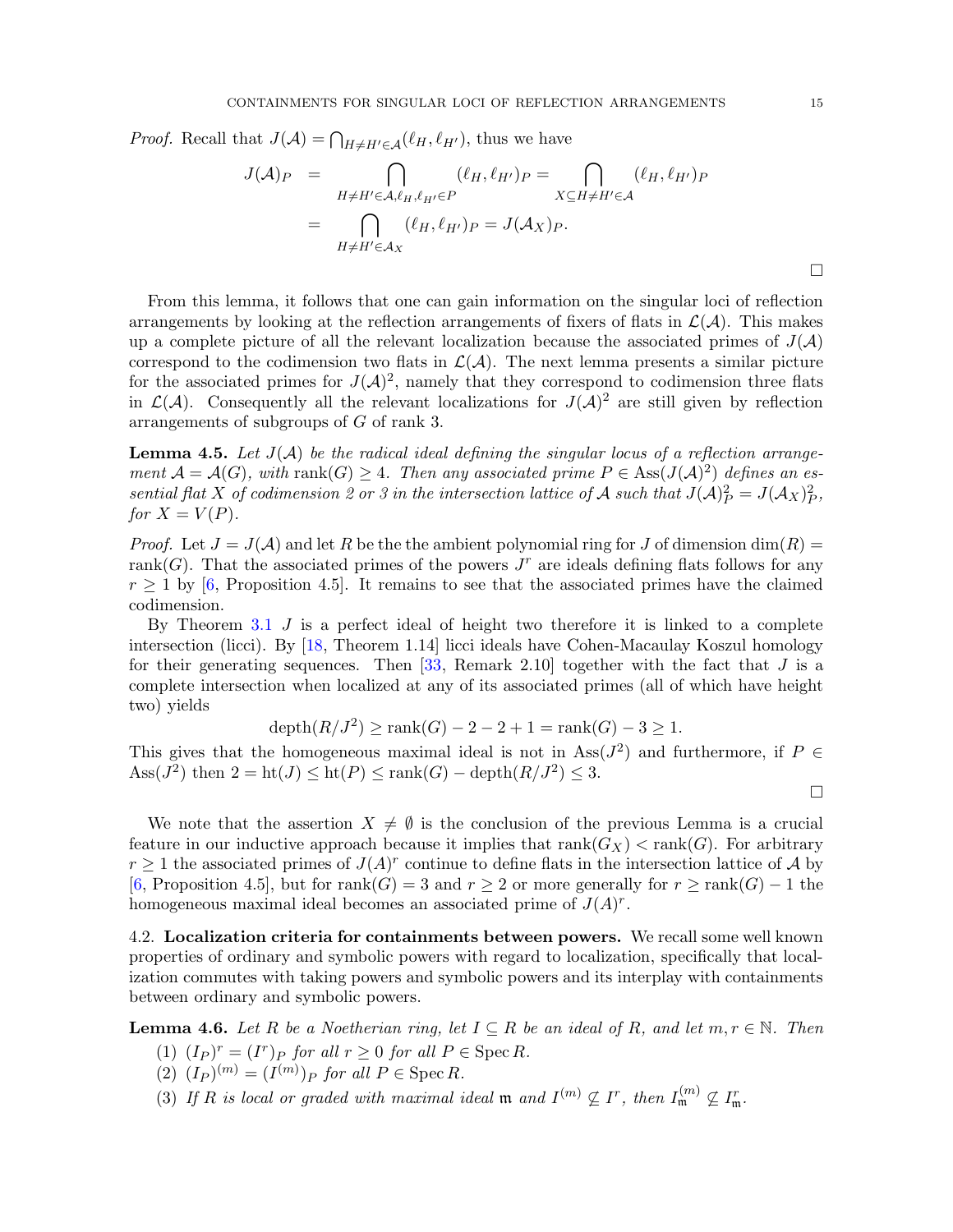*Proof.* Recall that $J(\mathcal{A}) = \bigcap_{H \neq H' \in \mathcal{A}} (\ell_H, \ell_{H'})$, thus we have

$$\begin{aligned} J(\mathcal{A})_P &= \bigcap_{H \neq H' \in \mathcal{A}, \ell_H, \ell_{H'} \in P} (\ell_H, \ell_{H'})_P = \bigcap_{X \subseteq H \neq H' \in \mathcal{A}} (\ell_H, \ell_{H'})_P \\ &= \bigcap_{H \neq H' \in \mathcal{A}_X} (\ell_H, \ell_{H'})_P = J(\mathcal{A}_X)_P. \end{aligned}$$

□

From this lemma, it follows that one can gain information on the singular loci of reflection arrangements by looking at the reflection arrangements of fixers of flats in $\mathcal{L}(\mathcal{A})$. This makes up a complete picture of all the relevant localization because the associated primes of $J(\mathcal{A})$ correspond to the codimension two flats in $\mathcal{L}(\mathcal{A})$. The next lemma presents a similar picture for the associated primes for $J(\mathcal{A})^2$, namely that they correspond to codimension three flats in $\mathcal{L}(\mathcal{A})$. Consequently all the relevant localizations for $J(\mathcal{A})^2$ are still given by reflection arrangements of subgroups of $G$ of rank 3.

**Lemma 4.5.** *Let $J(\mathcal{A})$ be the radical ideal defining the singular locus of a reflection arrangement $\mathcal{A} = \mathcal{A}(G)$, with $\operatorname{rank}(G) \geq 4$. Then any associated prime $P \in \operatorname{Ass}(J(\mathcal{A})^2)$ defines an essential flat $X$ of codimension 2 or 3 in the intersection lattice of $\mathcal{A}$ such that $J(\mathcal{A})_P^2 = J(\mathcal{A}_X)_P^2$, for $X = V(P)$.*

*Proof.* Let $J = J(\mathcal{A})$ and let $R$ be the the ambient polynomial ring for $J$ of dimension $\dim(R) = \operatorname{rank}(G)$. That the associated primes of the powers $J^r$ are ideals defining flats follows for any $r \geq 1$ by [6, Proposition 4.5]. It remains to see that the associated primes have the claimed codimension.

By Theorem 3.1 $J$ is a perfect ideal of height two therefore it is linked to a complete intersection (licci). By [18, Theorem 1.14] licci ideals have Cohen-Macaulay Koszul homology for their generating sequences. Then [33, Remark 2.10] together with the fact that $J$ is a complete intersection when localized at any of its associated primes (all of which have height two) yields

$$\operatorname{depth}(R/J^2) \geq \operatorname{rank}(G) - 2 - 2 + 1 = \operatorname{rank}(G) - 3 \geq 1.$$

This gives that the homogeneous maximal ideal is not in $\operatorname{Ass}(J^2)$ and furthermore, if $P \in \operatorname{Ass}(J^2)$ then $2 = \operatorname{ht}(J) \leq \operatorname{ht}(P) \leq \operatorname{rank}(G) - \operatorname{depth}(R/J^2) \leq 3$.

□

We note that the assertion $X \neq \emptyset$ is the conclusion of the previous Lemma is a crucial feature in our inductive approach because it implies that $\operatorname{rank}(G_X) < \operatorname{rank}(G)$. For arbitrary $r \geq 1$ the associated primes of $J(A)^r$ continue to define flats in the intersection lattice of $\mathcal{A}$ by [6, Proposition 4.5], but for $\operatorname{rank}(G) = 3$ and $r \geq 2$ or more generally for $r \geq \operatorname{rank}(G) - 1$ the homogeneous maximal ideal becomes an associated prime of $J(A)^r$.

4.2. **Localization criteria for containments between powers.** We recall some well known properties of ordinary and symbolic powers with regard to localization, specifically that localization commutes with taking powers and symbolic powers and its interplay with containments between ordinary and symbolic powers.

**Lemma 4.6.** *Let $R$ be a Noetherian ring, let $I \subseteq R$ be an ideal of $R$, and let $m, r \in \mathbb{N}$. Then*

1. *$(I_P)^r = (I^r)_P$ for all $r \geq 0$ for all $P \in \operatorname{Spec} R$.*
2. *$(I_P)^{(m)} = (I^{(m)})_P$ for all $P \in \operatorname{Spec} R$.*
3. *If $R$ is local or graded with maximal ideal $\mathfrak{m}$ and $I^{(m)} \not\subseteq I^r$, then $I_{\mathfrak{m}}^{(m)} \not\subseteq I_{\mathfrak{m}}^r$.*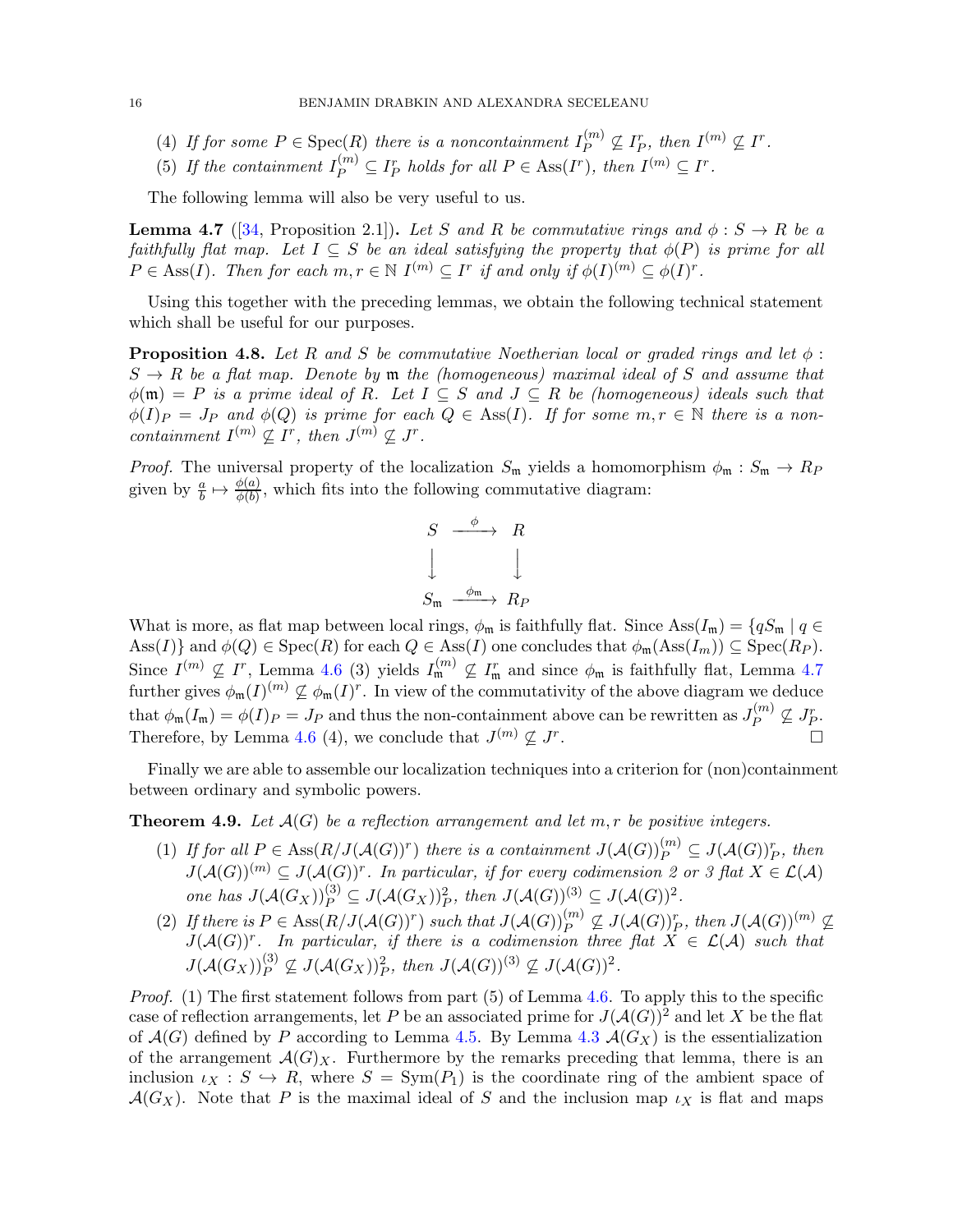(4) *If for some $P \in \operatorname{Spec}(R)$ there is a noncontainment $I_P^{(m)} \not\subseteq I_P^r$, then $I^{(m)} \not\subseteq I^r$.*

(5) *If the containment $I_P^{(m)} \subseteq I_P^r$ holds for all $P \in \operatorname{Ass}(I^r)$, then $I^{(m)} \subseteq I^r$.*

The following lemma will also be very useful to us.

**Lemma 4.7** ([34, Proposition 2.1]). *Let $S$ and $R$ be commutative rings and $\phi : S \to R$ be a faithfully flat map. Let $I \subseteq S$ be an ideal satisfying the property that $\phi(P)$ is prime for all $P \in \operatorname{Ass}(I)$. Then for each $m, r \in \mathbb{N}$ $I^{(m)} \subseteq I^r$ if and only if $\phi(I)^{(m)} \subseteq \phi(I)^r$.*

Using this together with the preceding lemmas, we obtain the following technical statement which shall be useful for our purposes.

**Proposition 4.8.** *Let $R$ and $S$ be commutative Noetherian local or graded rings and let $\phi : S \to R$ be a flat map. Denote by $\mathfrak{m}$ the (homogeneous) maximal ideal of $S$ and assume that $\phi(\mathfrak{m}) = P$ is a prime ideal of $R$. Let $I \subseteq S$ and $J \subseteq R$ be (homogeneous) ideals such that $\phi(I)_P = J_P$ and $\phi(Q)$ is prime for each $Q \in \operatorname{Ass}(I)$. If for some $m, r \in \mathbb{N}$ there is a non-containment $I^{(m)} \not\subseteq I^r$, then $J^{(m)} \not\subseteq J^r$.*

*Proof.* The universal property of the localization $S_\mathfrak{m}$ yields a homomorphism $\phi_\mathfrak{m} : S_\mathfrak{m} \to R_P$ given by $\frac{a}{b} \mapsto \frac{\phi(a)}{\phi(b)}$, which fits into the following commutative diagram:

$$\begin{array}{ccc} S & \xrightarrow{\phi} & R \\ \downarrow & & \downarrow \\ S_\mathfrak{m} & \xrightarrow{\phi_\mathfrak{m}} & R_P \end{array}$$

What is more, as flat map between local rings, $\phi_\mathfrak{m}$ is faithfully flat. Since $\operatorname{Ass}(I_\mathfrak{m}) = \{qS_\mathfrak{m} \mid q \in \operatorname{Ass}(I)\}$ and $\phi(Q) \in \operatorname{Spec}(R)$ for each $Q \in \operatorname{Ass}(I)$ one concludes that $\phi_\mathfrak{m}(\operatorname{Ass}(I_\mathfrak{m})) \subseteq \operatorname{Spec}(R_P)$. Since $I^{(m)} \not\subseteq I^r$, Lemma 4.6 (3) yields $I_\mathfrak{m}^{(m)} \not\subseteq I_\mathfrak{m}^r$ and since $\phi_\mathfrak{m}$ is faithfully flat, Lemma 4.7 further gives $\phi_\mathfrak{m}(I)^{(m)} \not\subseteq \phi_\mathfrak{m}(I)^r$. In view of the commutativity of the above diagram we deduce that $\phi_\mathfrak{m}(I_\mathfrak{m}) = \phi(I)_P = J_P$ and thus the non-containment above can be rewritten as $J_P^{(m)} \not\subseteq J_P^r$. Therefore, by Lemma 4.6 (4), we conclude that $J^{(m)} \not\subseteq J^r$. $\square$

Finally we are able to assemble our localization techniques into a criterion for (non)containment between ordinary and symbolic powers.

**Theorem 4.9.** *Let $\mathcal{A}(G)$ be a reflection arrangement and let $m, r$ be positive integers.*

(1) *If for all $P \in \operatorname{Ass}(R/J(\mathcal{A}(G))^r)$ there is a containment $J(\mathcal{A}(G))_P^{(m)} \subseteq J(\mathcal{A}(G))_P^r$, then $J(\mathcal{A}(G))^{(m)} \subseteq J(\mathcal{A}(G))^r$. In particular, if for every codimension 2 or 3 flat $X \in \mathcal{L}(\mathcal{A})$ one has $J(\mathcal{A}(G_X))_P^{(3)} \subseteq J(\mathcal{A}(G_X))_P^2$, then $J(\mathcal{A}(G))^{(3)} \subseteq J(\mathcal{A}(G))^2$.*

(2) *If there is $P \in \operatorname{Ass}(R/J(\mathcal{A}(G))^r)$ such that $J(\mathcal{A}(G))_P^{(m)} \not\subseteq J(\mathcal{A}(G))_P^r$, then $J(\mathcal{A}(G))^{(m)} \not\subseteq J(\mathcal{A}(G))^r$. In particular, if there is a codimension three flat $X \in \mathcal{L}(\mathcal{A})$ such that $J(\mathcal{A}(G_X))_P^{(3)} \not\subseteq J(\mathcal{A}(G_X))_P^2$, then $J(\mathcal{A}(G))^{(3)} \not\subseteq J(\mathcal{A}(G))^2$.*

*Proof.* (1) The first statement follows from part (5) of Lemma 4.6. To apply this to the specific case of reflection arrangements, let $P$ be an associated prime for $J(\mathcal{A}(G))^2$ and let $X$ be the flat of $\mathcal{A}(G)$ defined by $P$ according to Lemma 4.5. By Lemma 4.3 $\mathcal{A}(G_X)$ is the essentialization of the arrangement $\mathcal{A}(G)_X$. Furthermore by the remarks preceding that lemma, there is an inclusion $\iota_X : S \hookrightarrow R$, where $S = \operatorname{Sym}(P_1)$ is the coordinate ring of the ambient space of $\mathcal{A}(G_X)$. Note that $P$ is the maximal ideal of $S$ and the inclusion map $\iota_X$ is flat and maps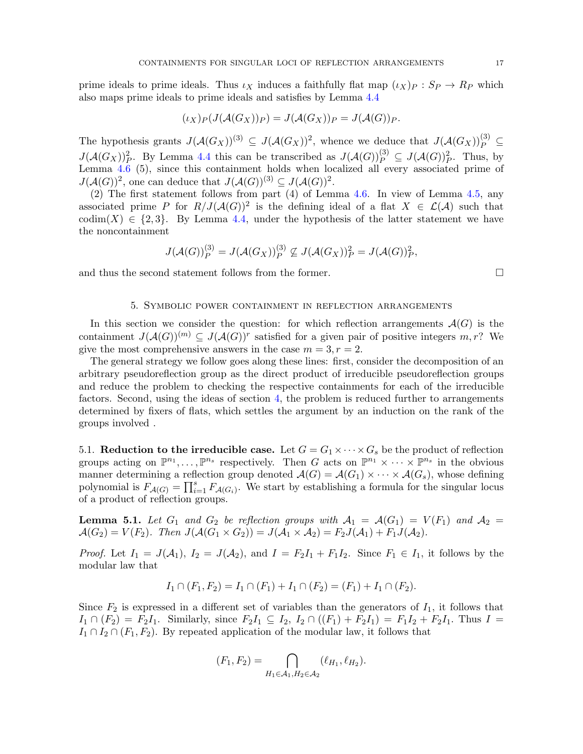prime ideals to prime ideals. Thus $\iota_X$ induces a faithfully flat map $(\iota_X)_P : S_P \to R_P$ which also maps prime ideals to prime ideals and satisfies by Lemma 4.4

$$(\iota_X)_P(J(\mathcal{A}(G_X))_P) = J(\mathcal{A}(G_X))_P = J(\mathcal{A}(G))_P.$$

The hypothesis grants $J(\mathcal{A}(G_X))^{(3)} \subseteq J(\mathcal{A}(G_X))^2$, whence we deduce that $J(\mathcal{A}(G_X))_P^{(3)} \subseteq J(\mathcal{A}(G_X))_P^2$. By Lemma 4.4 this can be transcribed as $J(\mathcal{A}(G))_P^{(3)} \subseteq J(\mathcal{A}(G))_P^2$. Thus, by Lemma 4.6 (5), since this containment holds when localized all every associated prime of $J(\mathcal{A}(G))^2$, one can deduce that $J(\mathcal{A}(G))^{(3)} \subseteq J(\mathcal{A}(G))^2$.

(2) The first statement follows from part (4) of Lemma 4.6. In view of Lemma 4.5, any associated prime $P$ for $R/J(\mathcal{A}(G))^2$ is the defining ideal of a flat $X \in \mathcal{L}(\mathcal{A})$ such that $\operatorname{codim}(X) \in \{2, 3\}$. By Lemma 4.4, under the hypothesis of the latter statement we have the noncontainment

$$J(\mathcal{A}(G))_P^{(3)} = J(\mathcal{A}(G_X))_P^{(3)} \not\subseteq J(\mathcal{A}(G_X))_P^2 = J(\mathcal{A}(G))_P^2,$$

and thus the second statement follows from the former. $\square$

## 5. Symbolic power containment in reflection arrangements

In this section we consider the question: for which reflection arrangements $\mathcal{A}(G)$ is the containment $J(\mathcal{A}(G))^{(m)} \subseteq J(\mathcal{A}(G))^r$ satisfied for a given pair of positive integers $m, r$? We give the most comprehensive answers in the case $m = 3, r = 2$.

The general strategy we follow goes along these lines: first, consider the decomposition of an arbitrary pseudoreflection group as the direct product of irreducible pseudoreflection groups and reduce the problem to checking the respective containments for each of the irreducible factors. Second, using the ideas of section 4, the problem is reduced further to arrangements determined by fixers of flats, which settles the argument by an induction on the rank of the groups involved .

5.1. **Reduction to the irreducible case.** Let $G = G_1 \times \cdots \times G_s$ be the product of reflection groups acting on $\mathbb{P}^{n_1}, \ldots, \mathbb{P}^{n_s}$ respectively. Then $G$ acts on $\mathbb{P}^{n_1} \times \cdots \times \mathbb{P}^{n_s}$ in the obvious manner determining a reflection group denoted $\mathcal{A}(G) = \mathcal{A}(G_1) \times \cdots \times \mathcal{A}(G_s)$, whose defining polynomial is $F_{\mathcal{A}(G)} = \prod_{i=1}^{s} F_{\mathcal{A}(G_i)}$. We start by establishing a formula for the singular locus of a product of reflection groups.

**Lemma 5.1.** *Let $G_1$ and $G_2$ be reflection groups with $\mathcal{A}_1 = \mathcal{A}(G_1) = V(F_1)$ and $\mathcal{A}_2 = \mathcal{A}(G_2) = V(F_2)$. Then $J(\mathcal{A}(G_1 \times G_2)) = J(\mathcal{A}_1 \times \mathcal{A}_2) = F_2 J(\mathcal{A}_1) + F_1 J(\mathcal{A}_2)$.*

*Proof.* Let $I_1 = J(\mathcal{A}_1)$, $I_2 = J(\mathcal{A}_2)$, and $I = F_2 I_1 + F_1 I_2$. Since $F_1 \in I_1$, it follows by the modular law that

$$I_1 \cap (F_1, F_2) = I_1 \cap (F_1) + I_1 \cap (F_2) = (F_1) + I_1 \cap (F_2).$$

Since $F_2$ is expressed in a different set of variables than the generators of $I_1$, it follows that $I_1 \cap (F_2) = F_2 I_1$. Similarly, since $F_2 I_1 \subseteq I_2$, $I_2 \cap ((F_1) + F_2 I_1) = F_1 I_2 + F_2 I_1$. Thus $I = I_1 \cap I_2 \cap (F_1, F_2)$. By repeated application of the modular law, it follows that

$$(F_1, F_2) = \bigcap_{H_1 \in \mathcal{A}_1, H_2 \in \mathcal{A}_2} (\ell_{H_1}, \ell_{H_2}).$$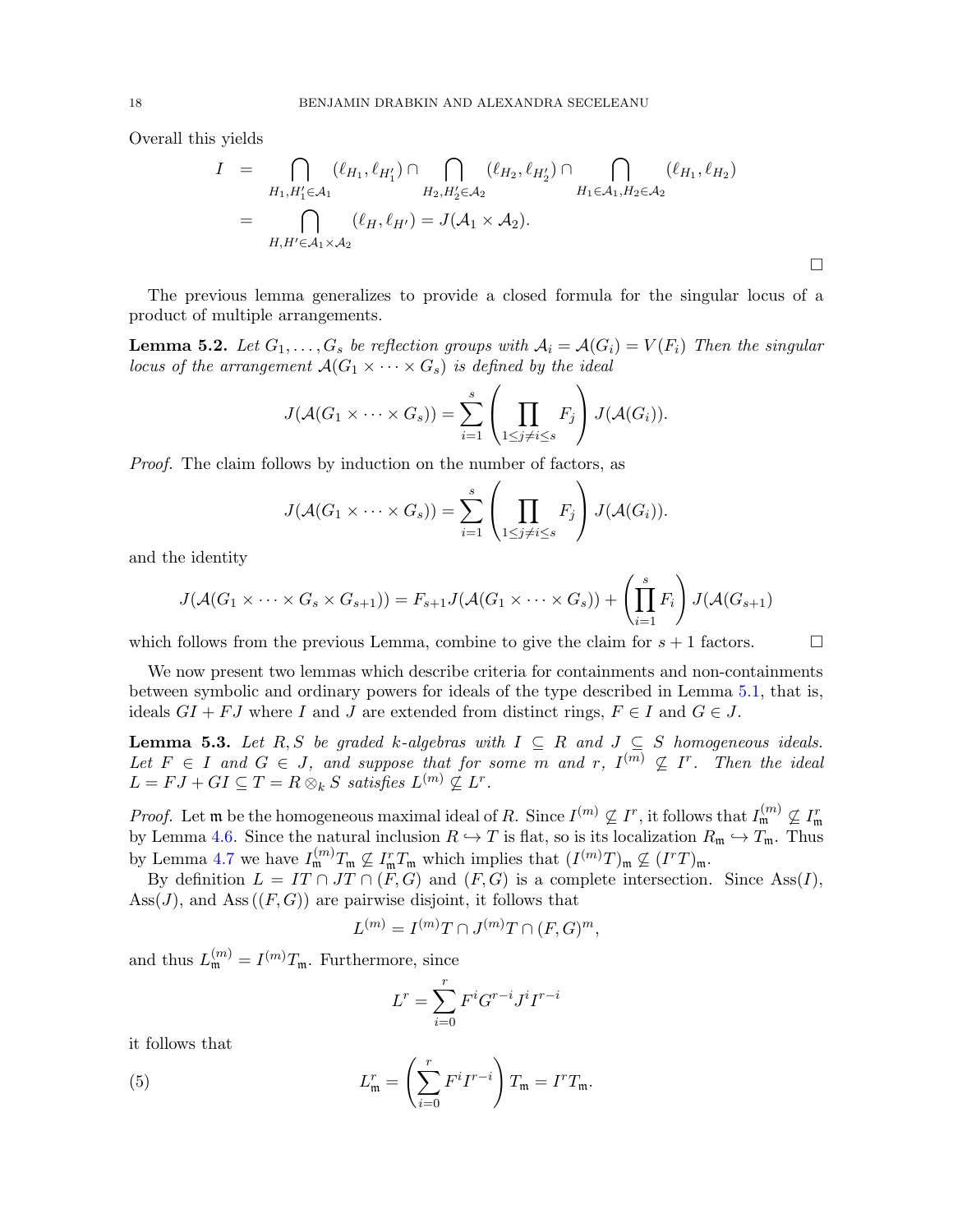Overall this yields

$$
\begin{aligned}
I &= \bigcap_{H_1, H_1' \in \mathcal{A}_1} (\ell_{H_1}, \ell_{H_1'}) \cap \bigcap_{H_2, H_2' \in \mathcal{A}_2} (\ell_{H_2}, \ell_{H_2'}) \cap \bigcap_{H_1 \in \mathcal{A}_1, H_2 \in \mathcal{A}_2} (\ell_{H_1}, \ell_{H_2}) \\
&= \bigcap_{H, H' \in \mathcal{A}_1 \times \mathcal{A}_2} (\ell_H, \ell_{H'}) = J(\mathcal{A}_1 \times \mathcal{A}_2).
\end{aligned}
$$

□

The previous lemma generalizes to provide a closed formula for the singular locus of a product of multiple arrangements.

**Lemma 5.2.** *Let $G_1, \dots, G_s$ be reflection groups with $\mathcal{A}_i = \mathcal{A}(G_i) = V(F_i)$ Then the singular locus of the arrangement $\mathcal{A}(G_1 \times \cdots \times G_s)$ is defined by the ideal*

$$
J(\mathcal{A}(G_1 \times \cdots \times G_s)) = \sum_{i=1}^{s} \left( \prod_{1 \leq j \neq i \leq s} F_j \right) J(\mathcal{A}(G_i)).
$$

*Proof.* The claim follows by induction on the number of factors, as

$$
J(\mathcal{A}(G_1 \times \cdots \times G_s)) = \sum_{i=1}^{s} \left( \prod_{1 \leq j \neq i \leq s} F_j \right) J(\mathcal{A}(G_i)).
$$

and the identity

$$
J(\mathcal{A}(G_1 \times \cdots \times G_s \times G_{s+1})) = F_{s+1} J(\mathcal{A}(G_1 \times \cdots \times G_s)) + \left( \prod_{i=1}^{s} F_i \right) J(\mathcal{A}(G_{s+1})
$$

which follows from the previous Lemma, combine to give the claim for $s+1$ factors. □

We now present two lemmas which describe criteria for containments and non-containments between symbolic and ordinary powers for ideals of the type described in Lemma 5.1, that is, ideals $GI + FJ$ where $I$ and $J$ are extended from distinct rings, $F \in I$ and $G \in J$.

**Lemma 5.3.** *Let $R, S$ be graded $k$-algebras with $I \subseteq R$ and $J \subseteq S$ homogeneous ideals. Let $F \in I$ and $G \in J$, and suppose that for some $m$ and $r$, $I^{(m)} \not\subseteq I^r$. Then the ideal $L = FJ + GI \subseteq T = R \otimes_k S$ satisfies $L^{(m)} \not\subseteq L^r$.*

*Proof.* Let $\mathfrak{m}$ be the homogeneous maximal ideal of $R$. Since $I^{(m)} \not\subseteq I^r$, it follows that $I^{(m)}_{\mathfrak{m}} \not\subseteq I^r_{\mathfrak{m}}$ by Lemma 4.6. Since the natural inclusion $R \hookrightarrow T$ is flat, so is its localization $R_{\mathfrak{m}} \hookrightarrow T_{\mathfrak{m}}$. Thus by Lemma 4.7 we have $I^{(m)}_{\mathfrak{m}} T_{\mathfrak{m}} \not\subseteq I^r_{\mathfrak{m}} T_{\mathfrak{m}}$ which implies that $(I^{(m)}T)_{\mathfrak{m}} \not\subseteq (I^r T)_{\mathfrak{m}}$.

By definition $L = IT \cap JT \cap (F, G)$ and $(F, G)$ is a complete intersection. Since $\operatorname{Ass}(I)$, $\operatorname{Ass}(J)$, and $\operatorname{Ass}((F, G))$ are pairwise disjoint, it follows that

$$
L^{(m)} = I^{(m)}T \cap J^{(m)}T \cap (F, G)^m,
$$

and thus $L^{(m)}_{\mathfrak{m}} = I^{(m)} T_{\mathfrak{m}}$. Furthermore, since

$$
L^r = \sum_{i=0}^{r} F^i G^{r-i} J^i I^{r-i}
$$

it follows that

$$
L^r_{\mathfrak{m}} = \left( \sum_{i=0}^{r} F^i I^{r-i} \right) T_{\mathfrak{m}} = I^r T_{\mathfrak{m}}. \tag{5}
$$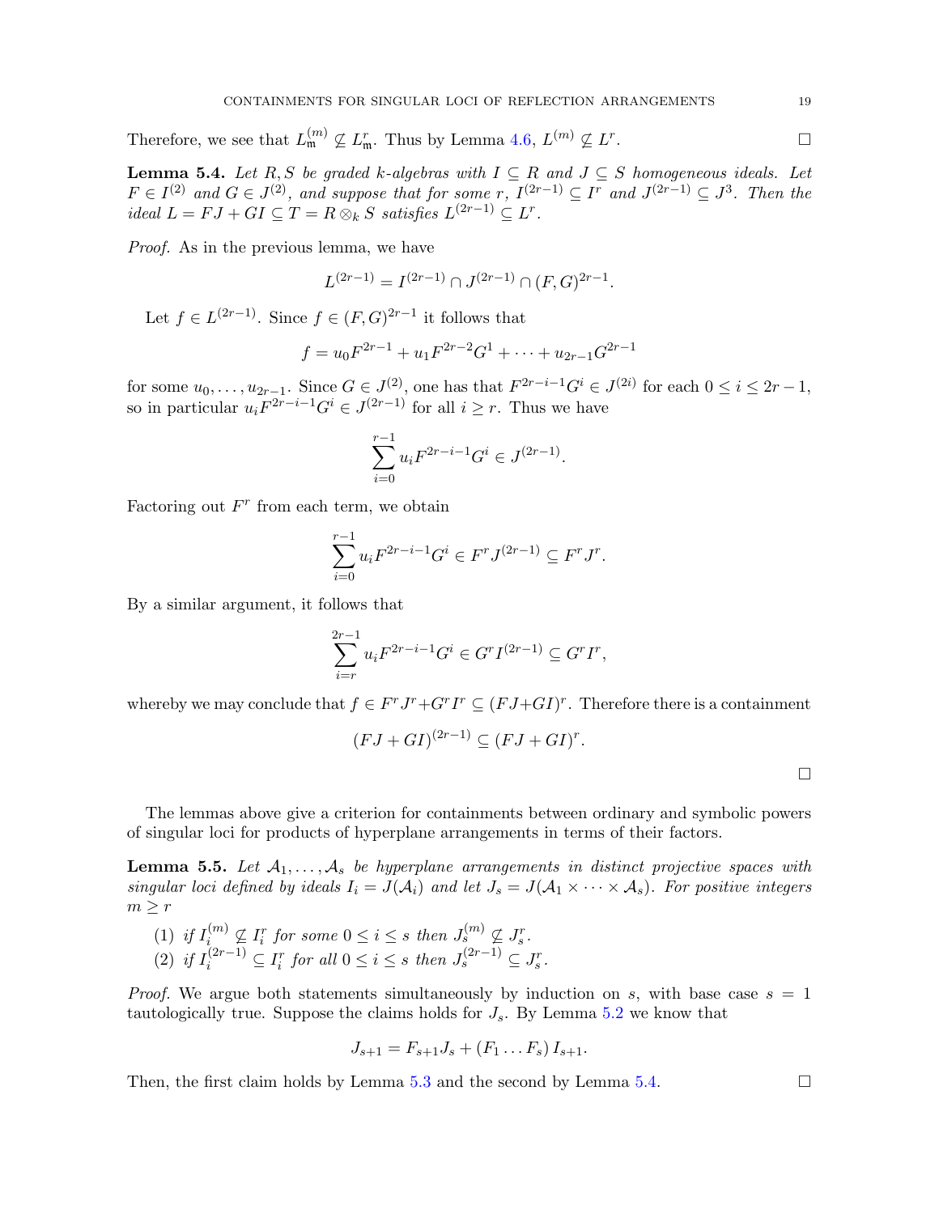Therefore, we see that $L_{\mathfrak{m}}^{(m)} \not\subseteq L_{\mathfrak{m}}^r$. Thus by Lemma 4.6, $L^{(m)} \not\subseteq L^r$. ☐

**Lemma 5.4.** *Let $R, S$ be graded $k$-algebras with $I \subseteq R$ and $J \subseteq S$ homogeneous ideals. Let $F \in I^{(2)}$ and $G \in J^{(2)}$, and suppose that for some $r$, $I^{(2r-1)} \subseteq I^r$ and $J^{(2r-1)} \subseteq J^3$. Then the ideal $L = FJ + GI \subseteq T = R \otimes_k S$ satisfies $L^{(2r-1)} \subseteq L^r$.*

*Proof.* As in the previous lemma, we have

$$L^{(2r-1)} = I^{(2r-1)} \cap J^{(2r-1)} \cap (F,G)^{2r-1}.$$

Let $f \in L^{(2r-1)}$. Since $f \in (F,G)^{2r-1}$ it follows that

$$f = u_0 F^{2r-1} + u_1 F^{2r-2} G^1 + \cdots + u_{2r-1} G^{2r-1}$$

for some $u_0, \ldots, u_{2r-1}$. Since $G \in J^{(2)}$, one has that $F^{2r-i-1} G^i \in J^{(2i)}$ for each $0 \leq i \leq 2r-1$, so in particular $u_i F^{2r-i-1} G^i \in J^{(2r-1)}$ for all $i \geq r$. Thus we have

$$\sum_{i=0}^{r-1} u_i F^{2r-i-1} G^i \in J^{(2r-1)}.$$

Factoring out $F^r$ from each term, we obtain

$$\sum_{i=0}^{r-1} u_i F^{2r-i-1} G^i \in F^r J^{(2r-1)} \subseteq F^r J^r.$$

By a similar argument, it follows that

$$\sum_{i=r}^{2r-1} u_i F^{2r-i-1} G^i \in G^r I^{(2r-1)} \subseteq G^r I^r,$$

whereby we may conclude that $f \in F^r J^r + G^r I^r \subseteq (FJ + GI)^r$. Therefore there is a containment

$$(FJ + GI)^{(2r-1)} \subseteq (FJ + GI)^r.$$

☐

The lemmas above give a criterion for containments between ordinary and symbolic powers of singular loci for products of hyperplane arrangements in terms of their factors.

**Lemma 5.5.** *Let $\mathcal{A}_1, \ldots, \mathcal{A}_s$ be hyperplane arrangements in distinct projective spaces with singular loci defined by ideals $I_i = J(\mathcal{A}_i)$ and let $J_s = J(\mathcal{A}_1 \times \cdots \times \mathcal{A}_s)$. For positive integers $m \geq r$*

1. *if $I_i^{(m)} \not\subseteq I_i^r$ for some $0 \leq i \leq s$ then $J_s^{(m)} \not\subseteq J_s^r$.*
2. *if $I_i^{(2r-1)} \subseteq I_i^r$ for all $0 \leq i \leq s$ then $J_s^{(2r-1)} \subseteq J_s^r$.*

*Proof.* We argue both statements simultaneously by induction on $s$, with base case $s = 1$ tautologically true. Suppose the claims holds for $J_s$. By Lemma 5.2 we know that

$$J_{s+1} = F_{s+1} J_s + (F_1 \ldots F_s) I_{s+1}.$$

Then, the first claim holds by Lemma 5.3 and the second by Lemma 5.4. ☐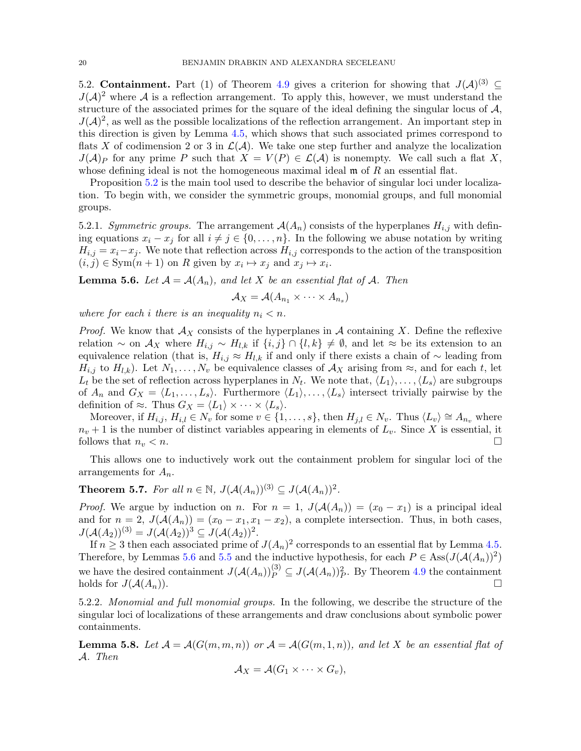5.2. **Containment.** Part (1) of Theorem 4.9 gives a criterion for showing that $J(\mathcal{A})^{(3)} \subseteq J(\mathcal{A})^2$ where $\mathcal{A}$ is a reflection arrangement. To apply this, however, we must understand the structure of the associated primes for the square of the ideal defining the singular locus of $\mathcal{A}$, $J(\mathcal{A})^2$, as well as the possible localizations of the reflection arrangement. An important step in this direction is given by Lemma 4.5, which shows that such associated primes correspond to flats $X$ of codimension 2 or 3 in $\mathcal{L}(\mathcal{A})$. We take one step further and analyze the localization $J(\mathcal{A})_P$ for any prime $P$ such that $X = V(P) \in \mathcal{L}(\mathcal{A})$ is nonempty. We call such a flat $X$, whose defining ideal is not the homogeneous maximal ideal $\mathfrak{m}$ of $R$ an essential flat.

Proposition 5.2 is the main tool used to describe the behavior of singular loci under localization. To begin with, we consider the symmetric groups, monomial groups, and full monomial groups.

5.2.1. *Symmetric groups.* The arrangement $\mathcal{A}(A_n)$ consists of the hyperplanes $H_{i,j}$ with defining equations $x_i - x_j$ for all $i \neq j \in \{0, \dots, n\}$. In the following we abuse notation by writing $H_{i,j} = x_i - x_j$. We note that reflection across $H_{i,j}$ corresponds to the action of the transposition $(i, j) \in \mathrm{Sym}(n+1)$ on $R$ given by $x_i \mapsto x_j$ and $x_j \mapsto x_i$.

**Lemma 5.6.** *Let $\mathcal{A} = \mathcal{A}(A_n)$, and let $X$ be an essential flat of $\mathcal{A}$. Then*

$$\mathcal{A}_X = \mathcal{A}(A_{n_1} \times \cdots \times A_{n_s})$$

*where for each $i$ there is an inequality $n_i < n$.*

*Proof.* We know that $\mathcal{A}_X$ consists of the hyperplanes in $\mathcal{A}$ containing $X$. Define the reflexive relation $\sim$ on $\mathcal{A}_X$ where $H_{i,j} \sim H_{l,k}$ if $\{i,j\} \cap \{l,k\} \neq \emptyset$, and let $\approx$ be its extension to an equivalence relation (that is, $H_{i,j} \approx H_{l,k}$ if and only if there exists a chain of $\sim$ leading from $H_{i,j}$ to $H_{l,k}$). Let $N_1, \dots, N_v$ be equivalence classes of $\mathcal{A}_X$ arising from $\approx$, and for each $t$, let $L_t$ be the set of reflection across hyperplanes in $N_t$. We note that, $\langle L_1 \rangle, \dots, \langle L_s \rangle$ are subgroups of $A_n$ and $G_X = \langle L_1, \dots, L_s \rangle$. Furthermore $\langle L_1 \rangle, \dots, \langle L_s \rangle$ intersect trivially pairwise by the definition of $\approx$. Thus $G_X = \langle L_1 \rangle \times \cdots \times \langle L_s \rangle$.

Moreover, if $H_{i,j}, H_{i,l} \in N_v$ for some $v \in \{1, \dots, s\}$, then $H_{j,l} \in N_v$. Thus $\langle L_v \rangle \cong A_{n_v}$ where $n_v + 1$ is the number of distinct variables appearing in elements of $L_v$. Since $X$ is essential, it follows that $n_v < n$. $\square$

This allows one to inductively work out the containment problem for singular loci of the arrangements for $A_n$.

**Theorem 5.7.** *For all $n \in \mathbb{N}$, $J(\mathcal{A}(A_n))^{(3)} \subseteq J(\mathcal{A}(A_n))^2$.*

*Proof.* We argue by induction on $n$. For $n = 1$, $J(\mathcal{A}(A_n)) = (x_0 - x_1)$ is a principal ideal and for $n = 2$, $J(\mathcal{A}(A_n)) = (x_0 - x_1, x_1 - x_2)$, a complete intersection. Thus, in both cases, $J(\mathcal{A}(A_2))^{(3)} = J(\mathcal{A}(A_2))^3 \subseteq J(\mathcal{A}(A_2))^2$.

If $n \geq 3$ then each associated prime of $J(A_n)^2$ corresponds to an essential flat by Lemma 4.5. Therefore, by Lemmas 5.6 and 5.5 and the inductive hypothesis, for each $P \in \mathrm{Ass}(J(\mathcal{A}(A_n))^2)$ we have the desired containment $J(\mathcal{A}(A_n))_P^{(3)} \subseteq J(\mathcal{A}(A_n))_P^2$. By Theorem 4.9 the containment holds for $J(\mathcal{A}(A_n))$. $\square$

5.2.2. *Monomial and full monomial groups.* In the following, we describe the structure of the singular loci of localizations of these arrangements and draw conclusions about symbolic power containments.

**Lemma 5.8.** *Let $\mathcal{A} = \mathcal{A}(G(m,m,n))$ or $\mathcal{A} = \mathcal{A}(G(m,1,n))$, and let $X$ be an essential flat of $\mathcal{A}$. Then*

$$\mathcal{A}_X = \mathcal{A}(G_1 \times \cdots \times G_v),$$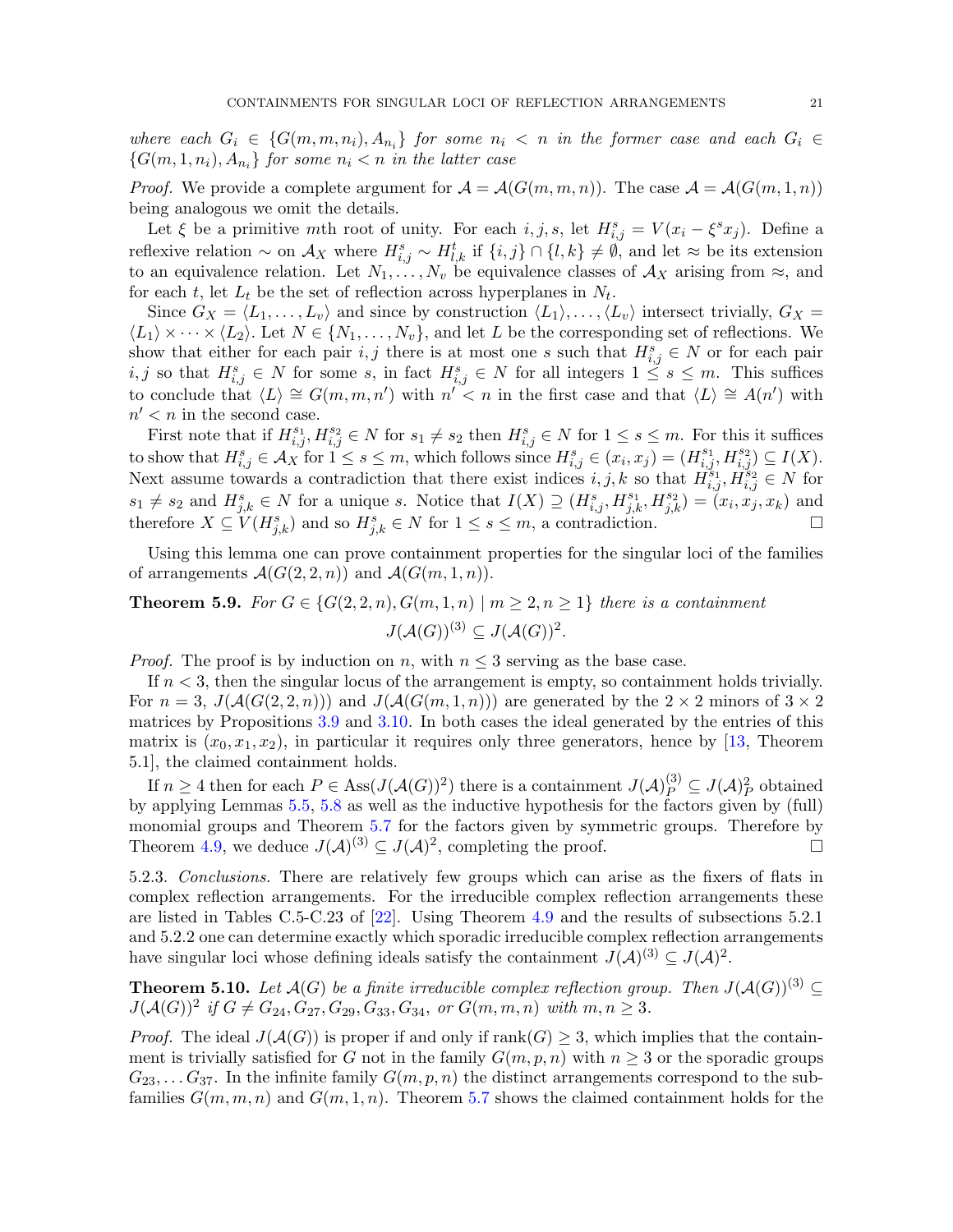*where each $G_i \in \{G(m,m,n_i), A_{n_i}\}$ for some $n_i < n$ in the former case and each $G_i \in \{G(m,1,n_i), A_{n_i}\}$ for some $n_i < n$ in the latter case*

*Proof.* We provide a complete argument for $\mathcal{A} = \mathcal{A}(G(m,m,n))$. The case $\mathcal{A} = \mathcal{A}(G(m,1,n))$ being analogous we omit the details.

Let $\xi$ be a primitive $m$th root of unity. For each $i, j, s$, let $H_{i,j}^s = V(x_i - \xi^s x_j)$. Define a reflexive relation $\sim$ on $\mathcal{A}_X$ where $H_{i,j}^s \sim H_{l,k}^t$ if $\{i,j\} \cap \{l,k\} \neq \emptyset$, and let $\approx$ be its extension to an equivalence relation. Let $N_1, \ldots, N_v$ be equivalence classes of $\mathcal{A}_X$ arising from $\approx$, and for each $t$, let $L_t$ be the set of reflection across hyperplanes in $N_t$.

Since $G_X = \langle L_1, \ldots, L_v \rangle$ and since by construction $\langle L_1 \rangle, \ldots, \langle L_v \rangle$ intersect trivially, $G_X = \langle L_1 \rangle \times \cdots \times \langle L_2 \rangle$. Let $N \in \{N_1, \ldots, N_v\}$, and let $L$ be the corresponding set of reflections. We show that either for each pair $i, j$ there is at most one $s$ such that $H_{i,j}^s \in N$ or for each pair $i, j$ so that $H_{i,j}^s \in N$ for some $s$, in fact $H_{i,j}^s \in N$ for all integers $1 \leq s \leq m$. This suffices to conclude that $\langle L \rangle \cong G(m,m,n')$ with $n' < n$ in the first case and that $\langle L \rangle \cong A(n')$ with $n' < n$ in the second case.

First note that if $H_{i,j}^{s_1}, H_{i,j}^{s_2} \in N$ for $s_1 \neq s_2$ then $H_{i,j}^s \in N$ for $1 \leq s \leq m$. For this it suffices to show that $H_{i,j}^s \in \mathcal{A}_X$ for $1 \leq s \leq m$, which follows since $H_{i,j}^s \in (x_i, x_j) = (H_{i,j}^{s_1}, H_{i,j}^{s_2}) \subseteq I(X)$. Next assume towards a contradiction that there exist indices $i, j, k$ so that $H_{i,j}^{s_1}, H_{i,j}^{s_2} \in N$ for $s_1 \neq s_2$ and $H_{j,k}^s \in N$ for a unique $s$. Notice that $I(X) \supseteq (H_{i,j}^s, H_{j,k}^{s_1}, H_{j,k}^{s_2}) = (x_i, x_j, x_k)$ and therefore $X \subseteq V(H_{j,k}^s)$ and so $H_{j,k}^s \in N$ for $1 \leq s \leq m$, a contradiction. $\square$

Using this lemma one can prove containment properties for the singular loci of the families of arrangements $\mathcal{A}(G(2,2,n))$ and $\mathcal{A}(G(m,1,n))$.

**Theorem 5.9.** *For $G \in \{G(2,2,n), G(m,1,n) \mid m \geq 2, n \geq 1\}$ there is a containment*

$$J(\mathcal{A}(G))^{(3)} \subseteq J(\mathcal{A}(G))^2.$$

*Proof.* The proof is by induction on $n$, with $n \leq 3$ serving as the base case.

If $n < 3$, then the singular locus of the arrangement is empty, so containment holds trivially. For $n = 3$, $J(\mathcal{A}(G(2,2,n)))$ and $J(\mathcal{A}(G(m,1,n)))$ are generated by the $2 \times 2$ minors of $3 \times 2$ matrices by Propositions 3.9 and 3.10. In both cases the ideal generated by the entries of this matrix is $(x_0, x_1, x_2)$, in particular it requires only three generators, hence by [13, Theorem 5.1], the claimed containment holds.

If $n \geq 4$ then for each $P \in \operatorname{Ass}(J(\mathcal{A}(G))^2)$ there is a containment $J(\mathcal{A})_P^{(3)} \subseteq J(\mathcal{A})_P^2$ obtained by applying Lemmas 5.5, 5.8 as well as the inductive hypothesis for the factors given by (full) monomial groups and Theorem 5.7 for the factors given by symmetric groups. Therefore by Theorem 4.9, we deduce $J(\mathcal{A})^{(3)} \subseteq J(\mathcal{A})^2$, completing the proof. $\square$

5.2.3. *Conclusions.* There are relatively few groups which can arise as the fixers of flats in complex reflection arrangements. For the irreducible complex reflection arrangements these are listed in Tables C.5-C.23 of [22]. Using Theorem 4.9 and the results of subsections 5.2.1 and 5.2.2 one can determine exactly which sporadic irreducible complex reflection arrangements have singular loci whose defining ideals satisfy the containment $J(\mathcal{A})^{(3)} \subseteq J(\mathcal{A})^2$.

**Theorem 5.10.** *Let $\mathcal{A}(G)$ be a finite irreducible complex reflection group. Then $J(\mathcal{A}(G))^{(3)} \subseteq J(\mathcal{A}(G))^2$ if $G \neq G_{24}, G_{27}, G_{29}, G_{33}, G_{34}$, or $G(m,m,n)$ with $m, n \geq 3$.*

*Proof.* The ideal $J(\mathcal{A}(G))$ is proper if and only if $\operatorname{rank}(G) \geq 3$, which implies that the containment is trivially satisfied for $G$ not in the family $G(m,p,n)$ with $n \geq 3$ or the sporadic groups $G_{23}, \ldots G_{37}$. In the infinite family $G(m,p,n)$ the distinct arrangements correspond to the subfamilies $G(m,m,n)$ and $G(m,1,n)$. Theorem 5.7 shows the claimed containment holds for the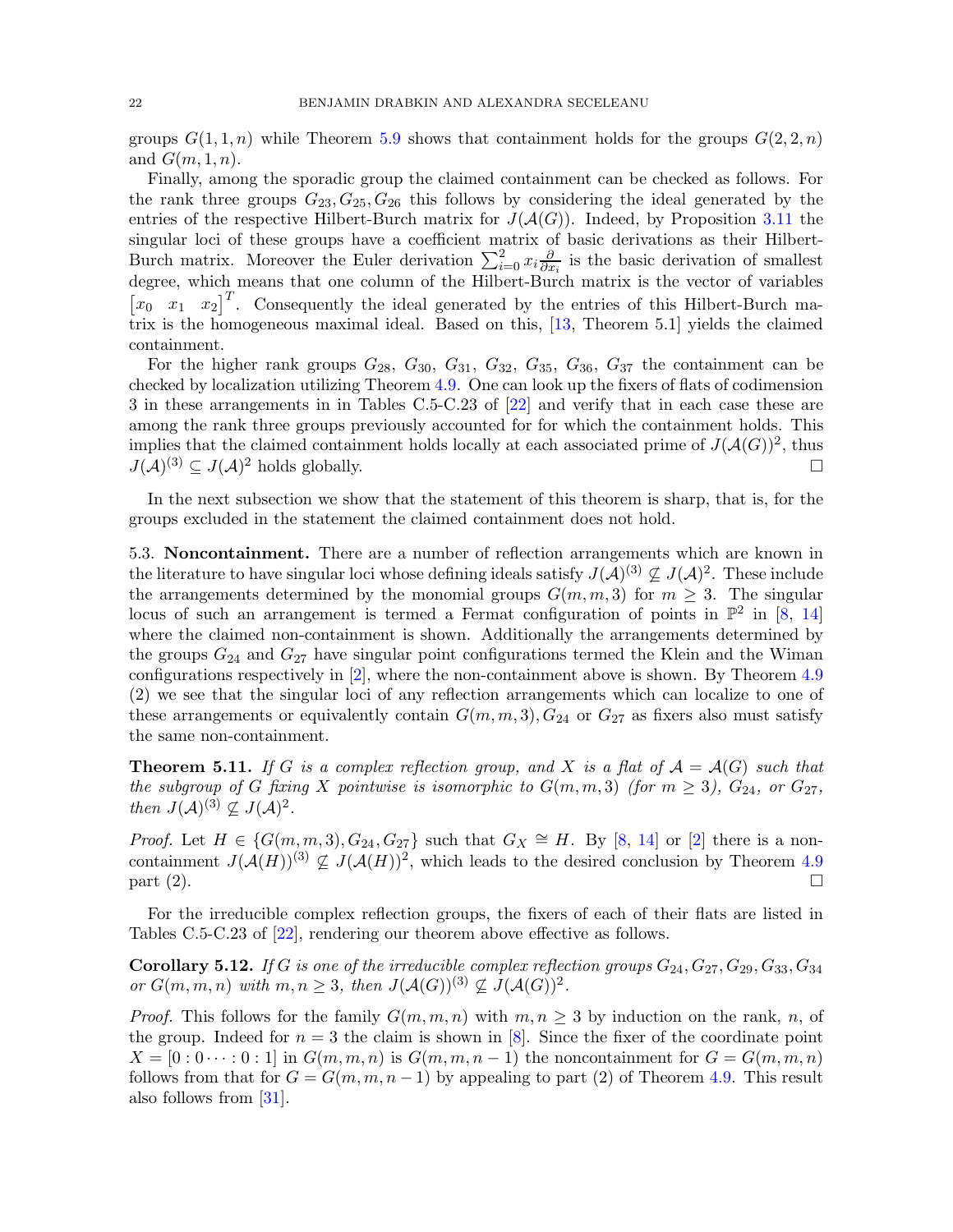groups $G(1,1,n)$ while Theorem 5.9 shows that containment holds for the groups $G(2,2,n)$ and $G(m,1,n)$.

Finally, among the sporadic group the claimed containment can be checked as follows. For the rank three groups $G_{23}, G_{25}, G_{26}$ this follows by considering the ideal generated by the entries of the respective Hilbert-Burch matrix for $J(\mathcal{A}(G))$. Indeed, by Proposition 3.11 the singular loci of these groups have a coefficient matrix of basic derivations as their Hilbert-Burch matrix. Moreover the Euler derivation $\sum_{i=0}^{2} x_i \frac{\partial}{\partial x_i}$ is the basic derivation of smallest degree, which means that one column of the Hilbert-Burch matrix is the vector of variables $\begin{bmatrix} x_0 & x_1 & x_2 \end{bmatrix}^T$. Consequently the ideal generated by the entries of this Hilbert-Burch matrix is the homogeneous maximal ideal. Based on this, [13, Theorem 5.1] yields the claimed containment.

For the higher rank groups $G_{28}$, $G_{30}$, $G_{31}$, $G_{32}$, $G_{35}$, $G_{36}$, $G_{37}$ the containment can be checked by localization utilizing Theorem 4.9. One can look up the fixers of flats of codimension 3 in these arrangements in in Tables C.5-C.23 of [22] and verify that in each case these are among the rank three groups previously accounted for for which the containment holds. This implies that the claimed containment holds locally at each associated prime of $J(\mathcal{A}(G))^2$, thus $J(\mathcal{A})^{(3)} \subseteq J(\mathcal{A})^2$ holds globally. $\square$

In the next subsection we show that the statement of this theorem is sharp, that is, for the groups excluded in the statement the claimed containment does not hold.

### 5.3. Noncontainment.

There are a number of reflection arrangements which are known in the literature to have singular loci whose defining ideals satisfy $J(\mathcal{A})^{(3)} \not\subseteq J(\mathcal{A})^2$. These include the arrangements determined by the monomial groups $G(m,m,3)$ for $m \geq 3$. The singular locus of such an arrangement is termed a Fermat configuration of points in $\mathbb{P}^2$ in [8, 14] where the claimed non-containment is shown. Additionally the arrangements determined by the groups $G_{24}$ and $G_{27}$ have singular point configurations termed the Klein and the Wiman configurations respectively in [2], where the non-containment above is shown. By Theorem 4.9 (2) we see that the singular loci of any reflection arrangements which can localize to one of these arrangements or equivalently contain $G(m,m,3), G_{24}$ or $G_{27}$ as fixers also must satisfy the same non-containment.

**Theorem 5.11.** *If $G$ is a complex reflection group, and $X$ is a flat of $\mathcal{A} = \mathcal{A}(G)$ such that the subgroup of $G$ fixing $X$ pointwise is isomorphic to $G(m,m,3)$ (for $m \geq 3$), $G_{24}$, or $G_{27}$, then $J(\mathcal{A})^{(3)} \not\subseteq J(\mathcal{A})^2$.*

*Proof.* Let $H \in \{G(m,m,3), G_{24}, G_{27}\}$ such that $G_X \cong H$. By [8, 14] or [2] there is a non-containment $J(\mathcal{A}(H))^{(3)} \not\subseteq J(\mathcal{A}(H))^2$, which leads to the desired conclusion by Theorem 4.9 part (2). $\square$

For the irreducible complex reflection groups, the fixers of each of their flats are listed in Tables C.5-C.23 of [22], rendering our theorem above effective as follows.

**Corollary 5.12.** *If $G$ is one of the irreducible complex reflection groups $G_{24}, G_{27}, G_{29}, G_{33}, G_{34}$ or $G(m,m,n)$ with $m,n \geq 3$, then $J(\mathcal{A}(G))^{(3)} \not\subseteq J(\mathcal{A}(G))^2$.*

*Proof.* This follows for the family $G(m,m,n)$ with $m,n \geq 3$ by induction on the rank, $n$, of the group. Indeed for $n = 3$ the claim is shown in [8]. Since the fixer of the coordinate point $X = [0 : 0 \cdots : 0 : 1]$ in $G(m,m,n)$ is $G(m,m,n-1)$ the noncontainment for $G = G(m,m,n)$ follows from that for $G = G(m,m,n-1)$ by appealing to part (2) of Theorem 4.9. This result also follows from [31].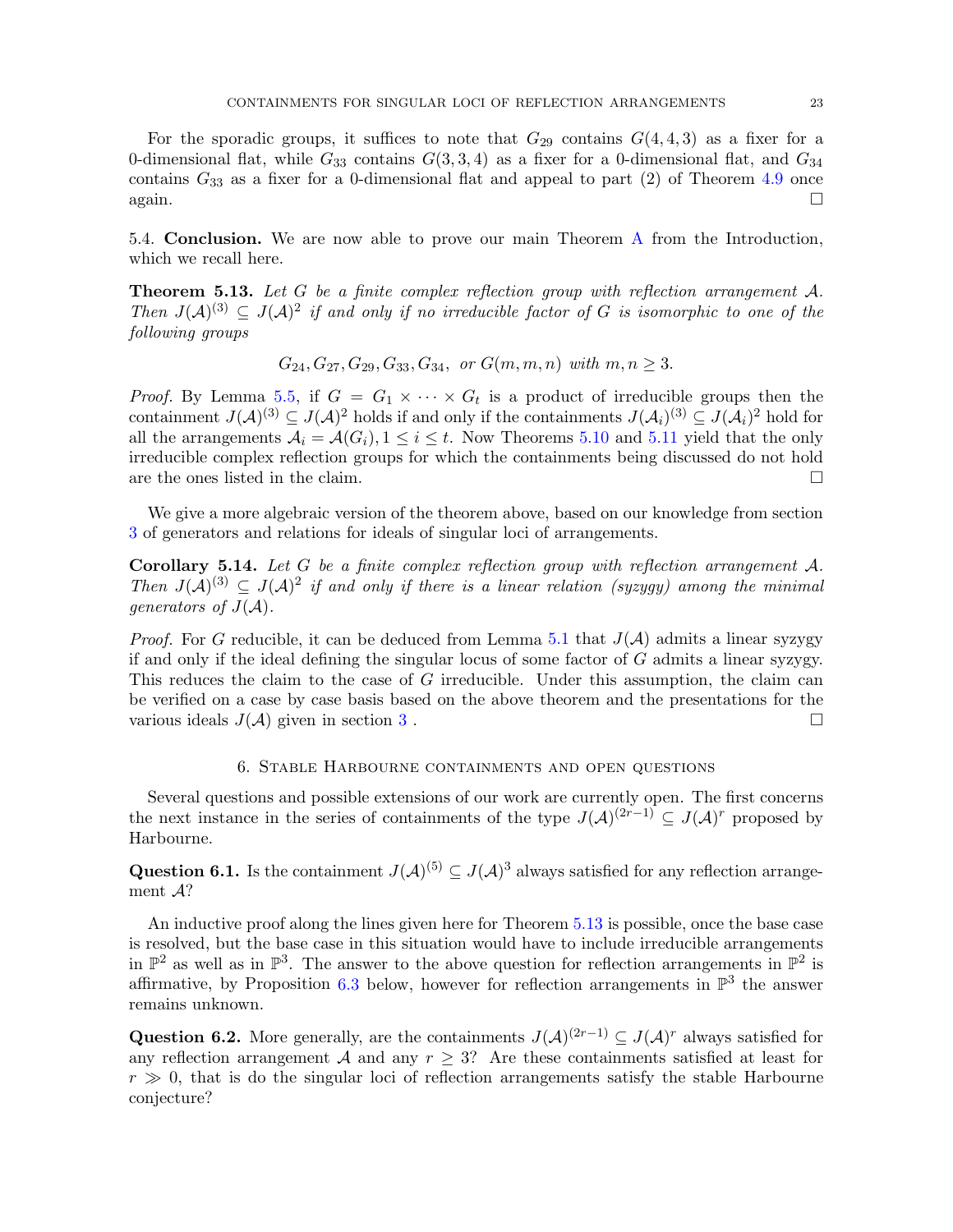For the sporadic groups, it suffices to note that $G_{29}$ contains $G(4,4,3)$ as a fixer for a 0-dimensional flat, while $G_{33}$ contains $G(3,3,4)$ as a fixer for a 0-dimensional flat, and $G_{34}$ contains $G_{33}$ as a fixer for a 0-dimensional flat and appeal to part (2) of Theorem 4.9 once again. □

5.4. **Conclusion.** We are now able to prove our main Theorem A from the Introduction, which we recall here.

**Theorem 5.13.** *Let $G$ be a finite complex reflection group with reflection arrangement $\mathcal{A}$. Then $J(\mathcal{A})^{(3)} \subseteq J(\mathcal{A})^2$ if and only if no irreducible factor of $G$ is isomorphic to one of the following groups*

$$G_{24}, G_{27}, G_{29}, G_{33}, G_{34}, \text{ or } G(m,m,n) \text{ with } m,n \geq 3.$$

*Proof.* By Lemma 5.5, if $G = G_1 \times \cdots \times G_t$ is a product of irreducible groups then the containment $J(\mathcal{A})^{(3)} \subseteq J(\mathcal{A})^2$ holds if and only if the containments $J(\mathcal{A}_i)^{(3)} \subseteq J(\mathcal{A}_i)^2$ hold for all the arrangements $\mathcal{A}_i = \mathcal{A}(G_i), 1 \leq i \leq t$. Now Theorems 5.10 and 5.11 yield that the only irreducible complex reflection groups for which the containments being discussed do not hold are the ones listed in the claim. □

We give a more algebraic version of the theorem above, based on our knowledge from section 3 of generators and relations for ideals of singular loci of arrangements.

**Corollary 5.14.** *Let $G$ be a finite complex reflection group with reflection arrangement $\mathcal{A}$. Then $J(\mathcal{A})^{(3)} \subseteq J(\mathcal{A})^2$ if and only if there is a linear relation (syzygy) among the minimal generators of $J(\mathcal{A})$.*

*Proof.* For $G$ reducible, it can be deduced from Lemma 5.1 that $J(\mathcal{A})$ admits a linear syzygy if and only if the ideal defining the singular locus of some factor of $G$ admits a linear syzygy. This reduces the claim to the case of $G$ irreducible. Under this assumption, the claim can be verified on a case by case basis based on the above theorem and the presentations for the various ideals $J(\mathcal{A})$ given in section 3 . □

## 6. Stable Harbourne containments and open questions

Several questions and possible extensions of our work are currently open. The first concerns the next instance in the series of containments of the type $J(\mathcal{A})^{(2r-1)} \subseteq J(\mathcal{A})^r$ proposed by Harbourne.

**Question 6.1.** Is the containment $J(\mathcal{A})^{(5)} \subseteq J(\mathcal{A})^3$ always satisfied for any reflection arrangement $\mathcal{A}$?

An inductive proof along the lines given here for Theorem 5.13 is possible, once the base case is resolved, but the base case in this situation would have to include irreducible arrangements in $\mathbb{P}^2$ as well as in $\mathbb{P}^3$. The answer to the above question for reflection arrangements in $\mathbb{P}^2$ is affirmative, by Proposition 6.3 below, however for reflection arrangements in $\mathbb{P}^3$ the answer remains unknown.

**Question 6.2.** More generally, are the containments $J(\mathcal{A})^{(2r-1)} \subseteq J(\mathcal{A})^r$ always satisfied for any reflection arrangement $\mathcal{A}$ and any $r \geq 3$? Are these containments satisfied at least for $r \gg 0$, that is do the singular loci of reflection arrangements satisfy the stable Harbourne conjecture?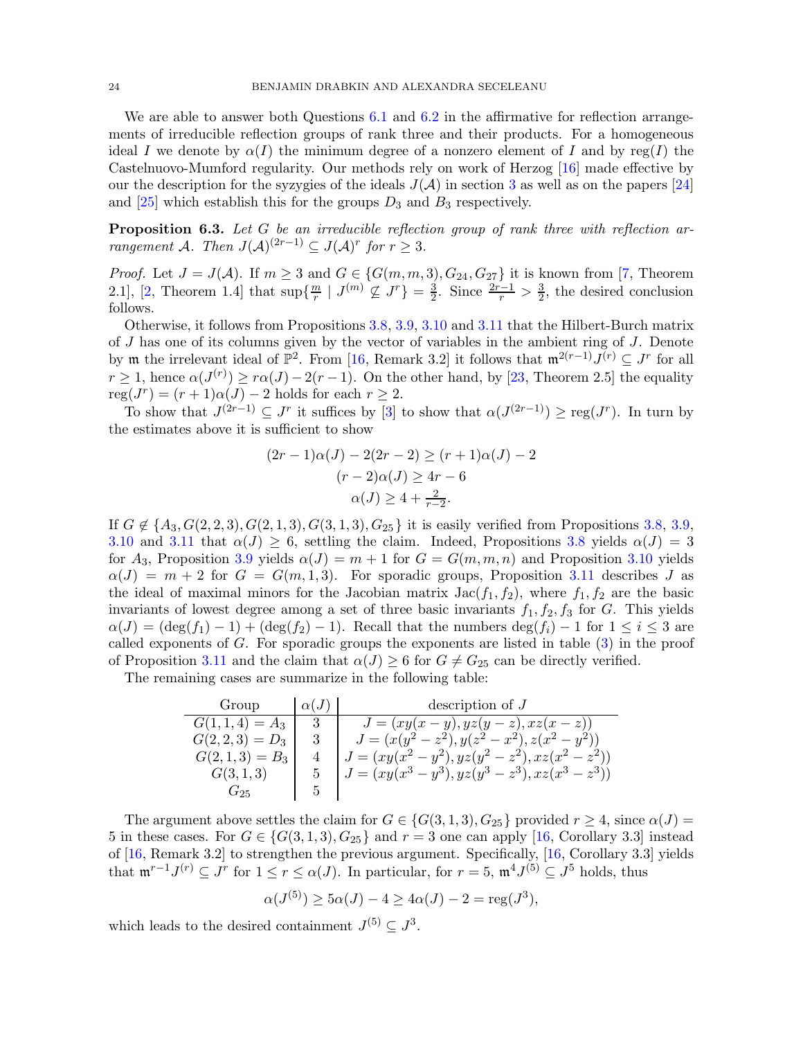We are able to answer both Questions 6.1 and 6.2 in the affirmative for reflection arrangements of irreducible reflection groups of rank three and their products. For a homogeneous ideal $I$ we denote by $\alpha(I)$ the minimum degree of a nonzero element of $I$ and by $\operatorname{reg}(I)$ the Castelnuovo-Mumford regularity. Our methods rely on work of Herzog [16] made effective by our the description for the syzygies of the ideals $J(\mathcal{A})$ in section 3 as well as on the papers [24] and [25] which establish this for the groups $D_3$ and $B_3$ respectively.

**Proposition 6.3.** *Let $G$ be an irreducible reflection group of rank three with reflection arrangement $\mathcal{A}$. Then $J(\mathcal{A})^{(2r-1)} \subseteq J(\mathcal{A})^r$ for $r \geq 3$.*

*Proof.* Let $J = J(\mathcal{A})$. If $m \geq 3$ and $G \in \{G(m,m,3), G_{24}, G_{27}\}$ it is known from [7, Theorem 2.1], [2, Theorem 1.4] that $\sup\{\frac{m}{r} \mid J^{(m)} \not\subseteq J^r\} = \frac{3}{2}$. Since $\frac{2r-1}{r} > \frac{3}{2}$, the desired conclusion follows.

Otherwise, it follows from Propositions 3.8, 3.9, 3.10 and 3.11 that the Hilbert-Burch matrix of $J$ has one of its columns given by the vector of variables in the ambient ring of $J$. Denote by $\mathfrak{m}$ the irrelevant ideal of $\mathbb{P}^2$. From [16, Remark 3.2] it follows that $\mathfrak{m}^{2(r-1)} J^{(r)} \subseteq J^r$ for all $r \geq 1$, hence $\alpha(J^{(r)}) \geq r\alpha(J) - 2(r-1)$. On the other hand, by [23, Theorem 2.5] the equality $\operatorname{reg}(J^r) = (r+1)\alpha(J) - 2$ holds for each $r \geq 2$.

To show that $J^{(2r-1)} \subseteq J^r$ it suffices by [3] to show that $\alpha(J^{(2r-1)}) \geq \operatorname{reg}(J^r)$. In turn by the estimates above it is sufficient to show

$$
\begin{aligned}
(2r-1)\alpha(J) - 2(2r-2) &\geq (r+1)\alpha(J) - 2 \\
(r-2)\alpha(J) &\geq 4r - 6 \\
\alpha(J) &\geq 4 + \tfrac{2}{r-2}.
\end{aligned}
$$

If $G \notin \{A_3, G(2,2,3), G(2,1,3), G(3,1,3), G_{25}\}$ it is easily verified from Propositions 3.8, 3.9, 3.10 and 3.11 that $\alpha(J) \geq 6$, settling the claim. Indeed, Propositions 3.8 yields $\alpha(J) = 3$ for $A_3$, Proposition 3.9 yields $\alpha(J) = m+1$ for $G = G(m,m,n)$ and Proposition 3.10 yields $\alpha(J) = m+2$ for $G = G(m,1,3)$. For sporadic groups, Proposition 3.11 describes $J$ as the ideal of maximal minors for the Jacobian matrix $\operatorname{Jac}(f_1, f_2)$, where $f_1, f_2$ are the basic invariants of lowest degree among a set of three basic invariants $f_1, f_2, f_3$ for $G$. This yields $\alpha(J) = (\deg(f_1) - 1) + (\deg(f_2) - 1)$. Recall that the numbers $\deg(f_i) - 1$ for $1 \leq i \leq 3$ are called exponents of $G$. For sporadic groups the exponents are listed in table (3) in the proof of Proposition 3.11 and the claim that $\alpha(J) \geq 6$ for $G \neq G_{25}$ can be directly verified.

The remaining cases are summarize in the following table:

| Group | $\alpha(J)$ | description of $J$ |
|---|---|---|
| $G(1,1,4) = A_3$ | 3 | $J = (xy(x-y), yz(y-z), xz(x-z))$ |
| $G(2,2,3) = D_3$ | 3 | $J = (x(y^2-z^2), y(z^2-x^2), z(x^2-y^2))$ |
| $G(2,1,3) = B_3$ | 4 | $J = (xy(x^2-y^2), yz(y^2-z^2), xz(x^2-z^2))$ |
| $G(3,1,3)$ | 5 | $J = (xy(x^3-y^3), yz(y^3-z^3), xz(x^3-z^3))$ |
| $G_{25}$ | 5 | |

The argument above settles the claim for $G \in \{G(3,1,3), G_{25}\}$ provided $r \geq 4$, since $\alpha(J) = 5$ in these cases. For $G \in \{G(3,1,3), G_{25}\}$ and $r = 3$ one can apply [16, Corollary 3.3] instead of [16, Remark 3.2] to strengthen the previous argument. Specifically, [16, Corollary 3.3] yields that $\mathfrak{m}^{r-1} J^{(r)} \subseteq J^r$ for $1 \leq r \leq \alpha(J)$. In particular, for $r = 5$, $\mathfrak{m}^4 J^{(5)} \subseteq J^5$ holds, thus

$$
\alpha(J^{(5)}) \geq 5\alpha(J) - 4 \geq 4\alpha(J) - 2 = \operatorname{reg}(J^3),
$$

which leads to the desired containment $J^{(5)} \subseteq J^3$.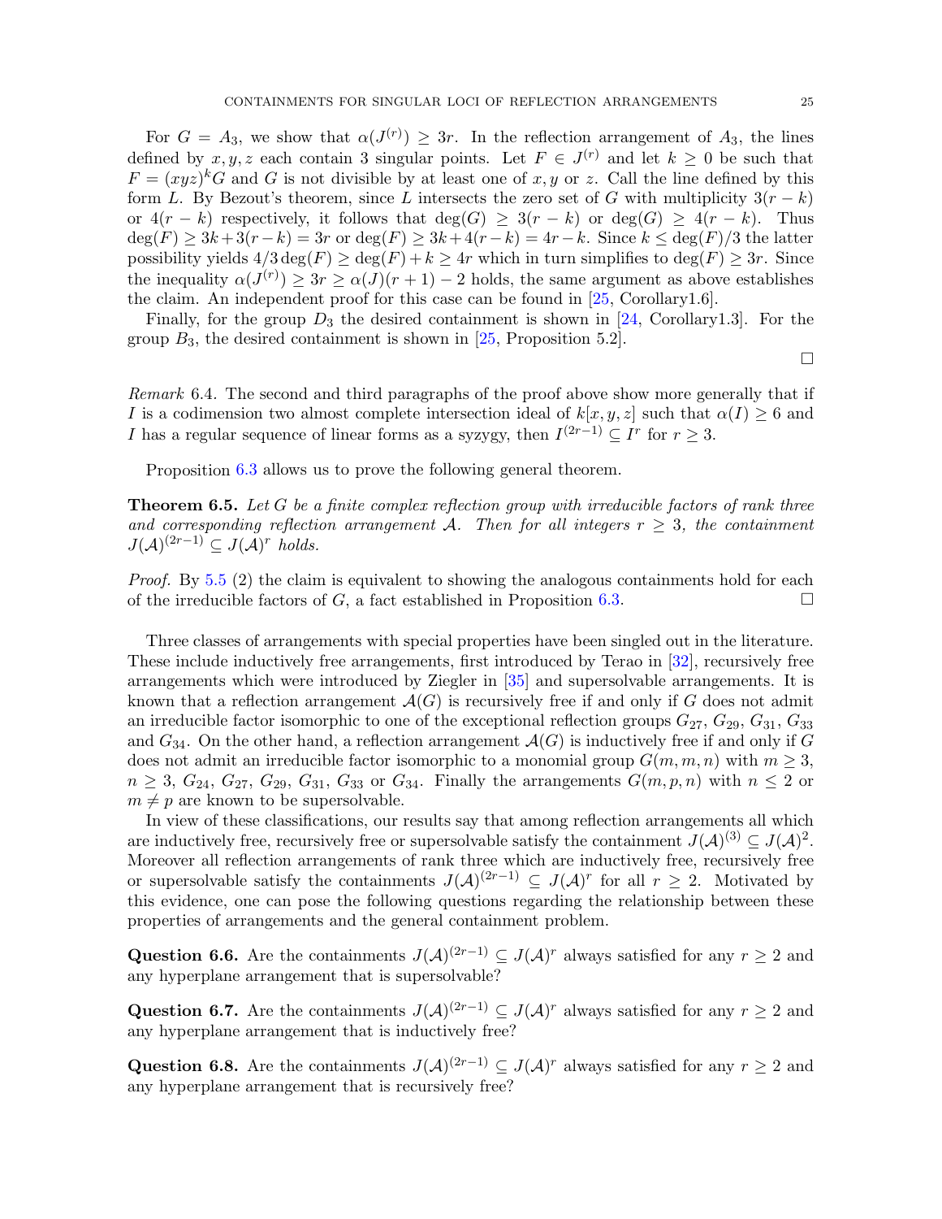For $G = A_3$, we show that $\alpha(J^{(r)}) \geq 3r$. In the reflection arrangement of $A_3$, the lines defined by $x, y, z$ each contain 3 singular points. Let $F \in J^{(r)}$ and let $k \geq 0$ be such that $F = (xyz)^k G$ and $G$ is not divisible by at least one of $x, y$ or $z$. Call the line defined by this form $L$. By Bezout's theorem, since $L$ intersects the zero set of $G$ with multiplicity $3(r-k)$ or $4(r-k)$ respectively, it follows that $\deg(G) \geq 3(r-k)$ or $\deg(G) \geq 4(r-k)$. Thus $\deg(F) \geq 3k + 3(r-k) = 3r$ or $\deg(F) \geq 3k + 4(r-k) = 4r - k$. Since $k \leq \deg(F)/3$ the latter possibility yields $4/3 \deg(F) \geq \deg(F) + k \geq 4r$ which in turn simplifies to $\deg(F) \geq 3r$. Since the inequality $\alpha(J^{(r)}) \geq 3r \geq \alpha(J)(r+1) - 2$ holds, the same argument as above establishes the claim. An independent proof for this case can be found in [25, Corollary1.6].

Finally, for the group $D_3$ the desired containment is shown in [24, Corollary1.3]. For the group $B_3$, the desired containment is shown in [25, Proposition 5.2].

□

*Remark* 6.4. The second and third paragraphs of the proof above show more generally that if $I$ is a codimension two almost complete intersection ideal of $k[x, y, z]$ such that $\alpha(I) \geq 6$ and $I$ has a regular sequence of linear forms as a syzygy, then $I^{(2r-1)} \subseteq I^r$ for $r \geq 3$.

Proposition 6.3 allows us to prove the following general theorem.

**Theorem 6.5.** *Let $G$ be a finite complex reflection group with irreducible factors of rank three and corresponding reflection arrangement $\mathcal{A}$. Then for all integers $r \geq 3$, the containment $J(\mathcal{A})^{(2r-1)} \subseteq J(\mathcal{A})^r$ holds.*

*Proof.* By 5.5 (2) the claim is equivalent to showing the analogous containments hold for each of the irreducible factors of $G$, a fact established in Proposition 6.3. □

Three classes of arrangements with special properties have been singled out in the literature. These include inductively free arrangements, first introduced by Terao in [32], recursively free arrangements which were introduced by Ziegler in [35] and supersolvable arrangements. It is known that a reflection arrangement $\mathcal{A}(G)$ is recursively free if and only if $G$ does not admit an irreducible factor isomorphic to one of the exceptional reflection groups $G_{27}$, $G_{29}$, $G_{31}$, $G_{33}$ and $G_{34}$. On the other hand, a reflection arrangement $\mathcal{A}(G)$ is inductively free if and only if $G$ does not admit an irreducible factor isomorphic to a monomial group $G(m, m, n)$ with $m \geq 3$, $n \geq 3$, $G_{24}$, $G_{27}$, $G_{29}$, $G_{31}$, $G_{33}$ or $G_{34}$. Finally the arrangements $G(m, p, n)$ with $n \leq 2$ or $m \neq p$ are known to be supersolvable.

In view of these classifications, our results say that among reflection arrangements all which are inductively free, recursively free or supersolvable satisfy the containment $J(\mathcal{A})^{(3)} \subseteq J(\mathcal{A})^2$. Moreover all reflection arrangements of rank three which are inductively free, recursively free or supersolvable satisfy the containments $J(\mathcal{A})^{(2r-1)} \subseteq J(\mathcal{A})^r$ for all $r \geq 2$. Motivated by this evidence, one can pose the following questions regarding the relationship between these properties of arrangements and the general containment problem.

**Question 6.6.** Are the containments $J(\mathcal{A})^{(2r-1)} \subseteq J(\mathcal{A})^r$ always satisfied for any $r \geq 2$ and any hyperplane arrangement that is supersolvable?

**Question 6.7.** Are the containments $J(\mathcal{A})^{(2r-1)} \subseteq J(\mathcal{A})^r$ always satisfied for any $r \geq 2$ and any hyperplane arrangement that is inductively free?

**Question 6.8.** Are the containments $J(\mathcal{A})^{(2r-1)} \subseteq J(\mathcal{A})^r$ always satisfied for any $r \geq 2$ and any hyperplane arrangement that is recursively free?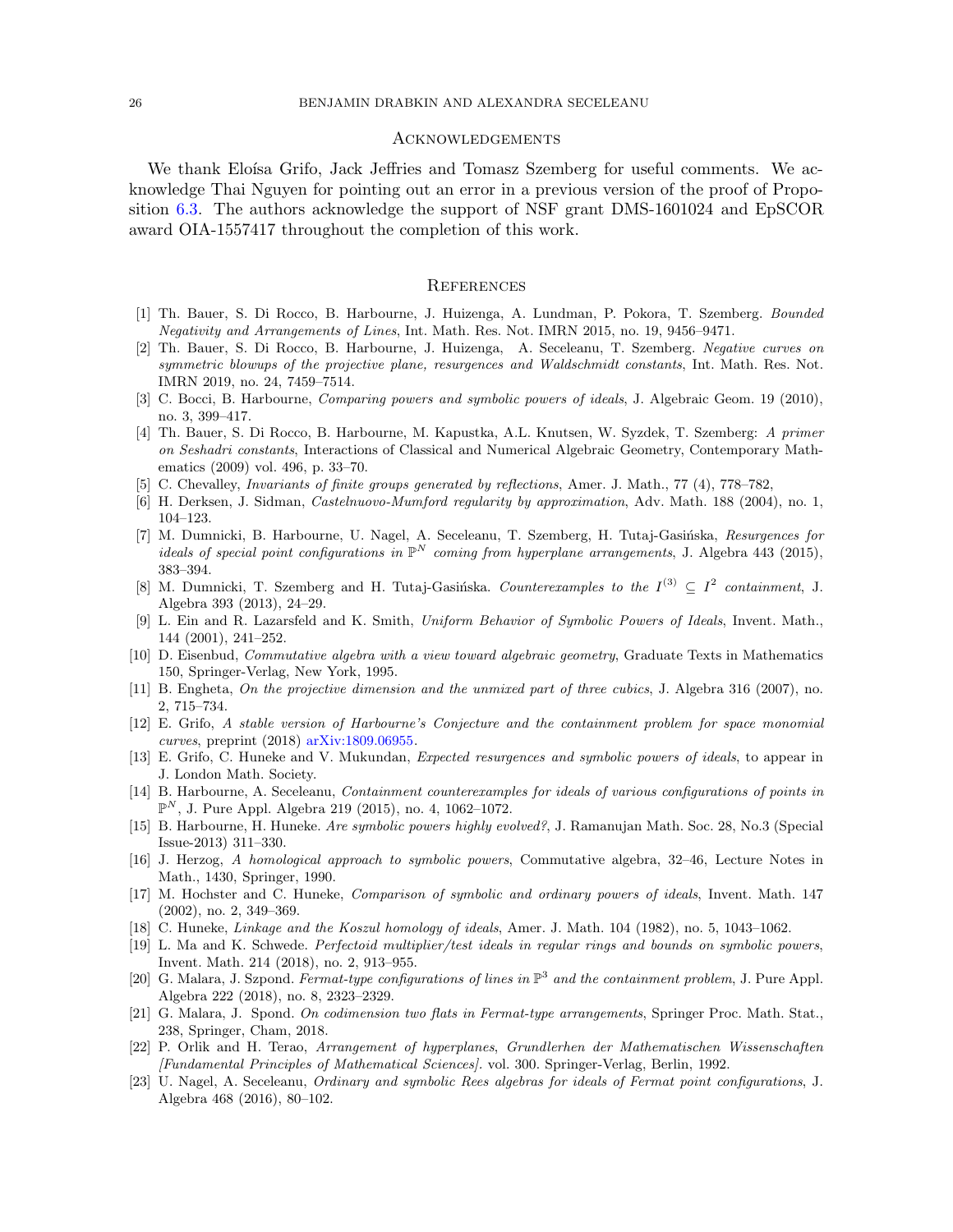## Acknowledgements

We thank Eloísa Grifo, Jack Jeffries and Tomasz Szemberg for useful comments. We acknowledge Thai Nguyen for pointing out an error in a previous version of the proof of Proposition 6.3. The authors acknowledge the support of NSF grant DMS-1601024 and EpSCOR award OIA-1557417 throughout the completion of this work.

## References

[1] Th. Bauer, S. Di Rocco, B. Harbourne, J. Huizenga, A. Lundman, P. Pokora, T. Szemberg. *Bounded Negativity and Arrangements of Lines*, Int. Math. Res. Not. IMRN 2015, no. 19, 9456–9471.

[2] Th. Bauer, S. Di Rocco, B. Harbourne, J. Huizenga, A. Seceleanu, T. Szemberg. *Negative curves on symmetric blowups of the projective plane, resurgences and Waldschmidt constants*, Int. Math. Res. Not. IMRN 2019, no. 24, 7459–7514.

[3] C. Bocci, B. Harbourne, *Comparing powers and symbolic powers of ideals*, J. Algebraic Geom. 19 (2010), no. 3, 399–417.

[4] Th. Bauer, S. Di Rocco, B. Harbourne, M. Kapustka, A.L. Knutsen, W. Syzdek, T. Szemberg: *A primer on Seshadri constants*, Interactions of Classical and Numerical Algebraic Geometry, Contemporary Mathematics (2009) vol. 496, p. 33–70.

[5] C. Chevalley, *Invariants of finite groups generated by reflections*, Amer. J. Math., 77 (4), 778–782,

[6] H. Derksen, J. Sidman, *Castelnuovo-Mumford regularity by approximation*, Adv. Math. 188 (2004), no. 1, 104–123.

[7] M. Dumnicki, B. Harbourne, U. Nagel, A. Seceleanu, T. Szemberg, H. Tutaj-Gasińska, *Resurgences for ideals of special point configurations in $\mathbb{P}^N$ coming from hyperplane arrangements*, J. Algebra 443 (2015), 383–394.

[8] M. Dumnicki, T. Szemberg and H. Tutaj-Gasińska. *Counterexamples to the $I^{(3)} \subseteq I^2$ containment*, J. Algebra 393 (2013), 24–29.

[9] L. Ein and R. Lazarsfeld and K. Smith, *Uniform Behavior of Symbolic Powers of Ideals*, Invent. Math., 144 (2001), 241–252.

[10] D. Eisenbud, *Commutative algebra with a view toward algebraic geometry*, Graduate Texts in Mathematics 150, Springer-Verlag, New York, 1995.

[11] B. Engheta, *On the projective dimension and the unmixed part of three cubics*, J. Algebra 316 (2007), no. 2, 715–734.

[12] E. Grifo, *A stable version of Harbourne's Conjecture and the containment problem for space monomial curves*, preprint (2018) arXiv:1809.06955.

[13] E. Grifo, C. Huneke and V. Mukundan, *Expected resurgences and symbolic powers of ideals*, to appear in J. London Math. Society.

[14] B. Harbourne, A. Seceleanu, *Containment counterexamples for ideals of various configurations of points in $\mathbb{P}^N$*, J. Pure Appl. Algebra 219 (2015), no. 4, 1062–1072.

[15] B. Harbourne, H. Huneke. *Are symbolic powers highly evolved?*, J. Ramanujan Math. Soc. 28, No.3 (Special Issue-2013) 311–330.

[16] J. Herzog, *A homological approach to symbolic powers*, Commutative algebra, 32–46, Lecture Notes in Math., 1430, Springer, 1990.

[17] M. Hochster and C. Huneke, *Comparison of symbolic and ordinary powers of ideals*, Invent. Math. 147 (2002), no. 2, 349–369.

[18] C. Huneke, *Linkage and the Koszul homology of ideals*, Amer. J. Math. 104 (1982), no. 5, 1043–1062.

[19] L. Ma and K. Schwede. *Perfectoid multiplier/test ideals in regular rings and bounds on symbolic powers*, Invent. Math. 214 (2018), no. 2, 913–955.

[20] G. Malara, J. Szpond. *Fermat-type configurations of lines in $\mathbb{P}^3$ and the containment problem*, J. Pure Appl. Algebra 222 (2018), no. 8, 2323–2329.

[21] G. Malara, J. Spond. *On codimension two flats in Fermat-type arrangements*, Springer Proc. Math. Stat., 238, Springer, Cham, 2018.

[22] P. Orlik and H. Terao, *Arrangement of hyperplanes, Grundlerhen der Mathematischen Wissenschaften [Fundamental Principles of Mathematical Sciences]*. vol. 300. Springer-Verlag, Berlin, 1992.

[23] U. Nagel, A. Seceleanu, *Ordinary and symbolic Rees algebras for ideals of Fermat point configurations*, J. Algebra 468 (2016), 80–102.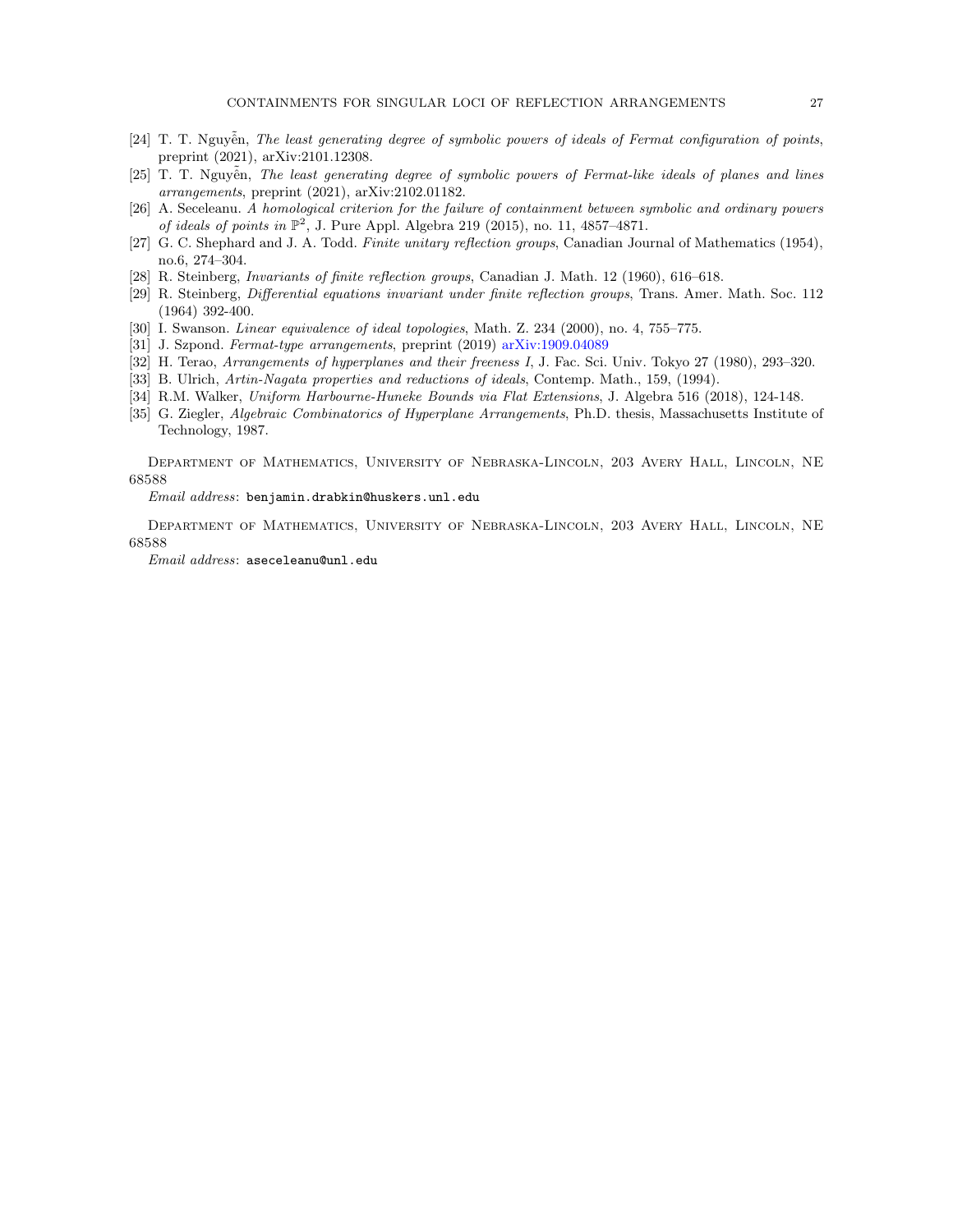[24] T. T. Nguyễn, *The least generating degree of symbolic powers of ideals of Fermat configuration of points*, preprint (2021), arXiv:2101.12308.

[25] T. T. Nguyễn, *The least generating degree of symbolic powers of Fermat-like ideals of planes and lines arrangements*, preprint (2021), arXiv:2102.01182.

[26] A. Seceleanu. *A homological criterion for the failure of containment between symbolic and ordinary powers of ideals of points in* $\mathbb{P}^2$, J. Pure Appl. Algebra 219 (2015), no. 11, 4857–4871.

[27] G. C. Shephard and J. A. Todd. *Finite unitary reflection groups*, Canadian Journal of Mathematics (1954), no.6, 274–304.

[28] R. Steinberg, *Invariants of finite reflection groups*, Canadian J. Math. 12 (1960), 616–618.

[29] R. Steinberg, *Differential equations invariant under finite reflection groups*, Trans. Amer. Math. Soc. 112 (1964) 392-400.

[30] I. Swanson. *Linear equivalence of ideal topologies*, Math. Z. 234 (2000), no. 4, 755–775.

[31] J. Szpond. *Fermat-type arrangements*, preprint (2019) arXiv:1909.04089

[32] H. Terao, *Arrangements of hyperplanes and their freeness I*, J. Fac. Sci. Univ. Tokyo 27 (1980), 293–320.

[33] B. Ulrich, *Artin-Nagata properties and reductions of ideals*, Contemp. Math., 159, (1994).

[34] R.M. Walker, *Uniform Harbourne-Huneke Bounds via Flat Extensions*, J. Algebra 516 (2018), 124-148.

[35] G. Ziegler, *Algebraic Combinatorics of Hyperplane Arrangements*, Ph.D. thesis, Massachusetts Institute of Technology, 1987.

Department of Mathematics, University of Nebraska-Lincoln, 203 Avery Hall, Lincoln, NE 68588

*Email address*: `benjamin.drabkin@huskers.unl.edu`

Department of Mathematics, University of Nebraska-Lincoln, 203 Avery Hall, Lincoln, NE 68588

*Email address*: `aseceleanu@unl.edu`